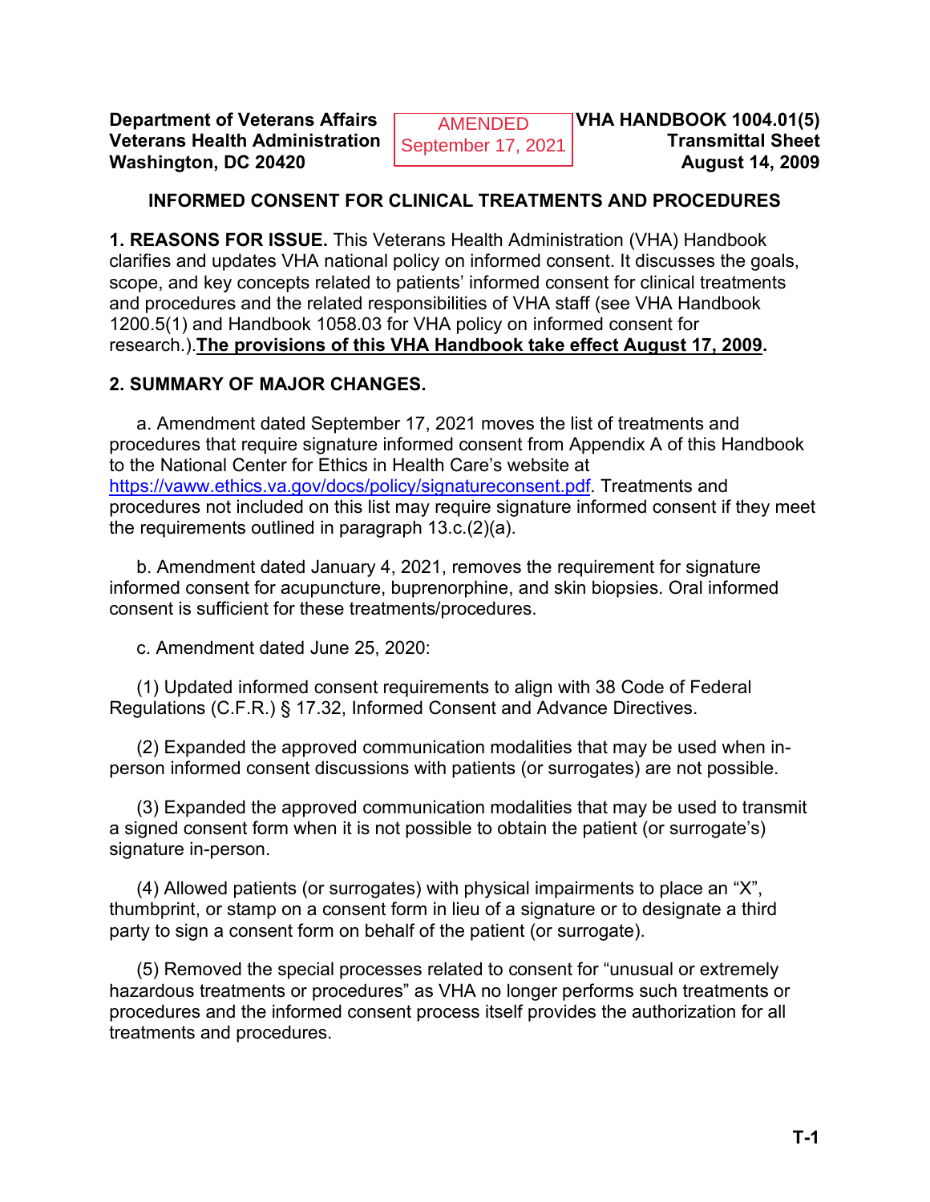**Department of Veterans Affairs**
**Veterans Health Administration**
**Washington, DC 20420**

AMENDED
September 17, 2021

**VHA HANDBOOK 1004.01(5)**
**Transmittal Sheet**
**August 14, 2009**

## INFORMED CONSENT FOR CLINICAL TREATMENTS AND PROCEDURES

**1. REASONS FOR ISSUE.** This Veterans Health Administration (VHA) Handbook clarifies and updates VHA national policy on informed consent. It discusses the goals, scope, and key concepts related to patients' informed consent for clinical treatments and procedures and the related responsibilities of VHA staff (see VHA Handbook 1200.5(1) and Handbook 1058.03 for VHA policy on informed consent for research.).**The provisions of this VHA Handbook take effect August 17, 2009**.

**2. SUMMARY OF MAJOR CHANGES.**

a. Amendment dated September 17, 2021 moves the list of treatments and procedures that require signature informed consent from Appendix A of this Handbook to the National Center for Ethics in Health Care's website at https://vaww.ethics.va.gov/docs/policy/signatureconsent.pdf. Treatments and procedures not included on this list may require signature informed consent if they meet the requirements outlined in paragraph 13.c.(2)(a).

b. Amendment dated January 4, 2021, removes the requirement for signature informed consent for acupuncture, buprenorphine, and skin biopsies. Oral informed consent is sufficient for these treatments/procedures.

c. Amendment dated June 25, 2020:

(1) Updated informed consent requirements to align with 38 Code of Federal Regulations (C.F.R.) § 17.32, Informed Consent and Advance Directives.

(2) Expanded the approved communication modalities that may be used when in-person informed consent discussions with patients (or surrogates) are not possible.

(3) Expanded the approved communication modalities that may be used to transmit a signed consent form when it is not possible to obtain the patient (or surrogate's) signature in-person.

(4) Allowed patients (or surrogates) with physical impairments to place an "X", thumbprint, or stamp on a consent form in lieu of a signature or to designate a third party to sign a consent form on behalf of the patient (or surrogate).

(5) Removed the special processes related to consent for "unusual or extremely hazardous treatments or procedures" as VHA no longer performs such treatments or procedures and the informed consent process itself provides the authorization for all treatments and procedures.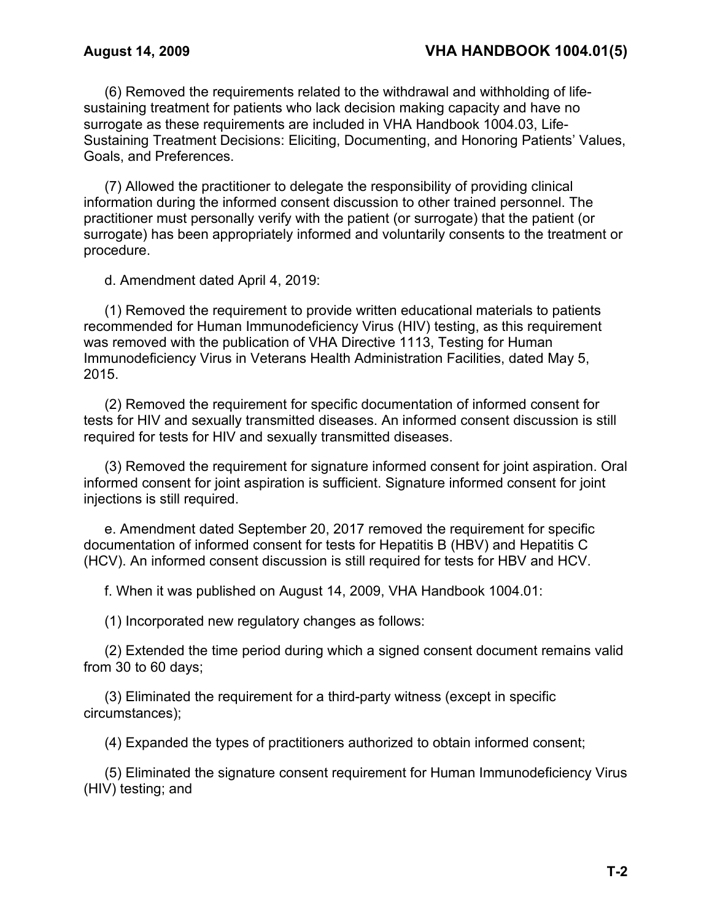(6) Removed the requirements related to the withdrawal and withholding of life-sustaining treatment for patients who lack decision making capacity and have no surrogate as these requirements are included in VHA Handbook 1004.03, Life-Sustaining Treatment Decisions: Eliciting, Documenting, and Honoring Patients' Values, Goals, and Preferences.

(7) Allowed the practitioner to delegate the responsibility of providing clinical information during the informed consent discussion to other trained personnel. The practitioner must personally verify with the patient (or surrogate) that the patient (or surrogate) has been appropriately informed and voluntarily consents to the treatment or procedure.

d. Amendment dated April 4, 2019:

(1) Removed the requirement to provide written educational materials to patients recommended for Human Immunodeficiency Virus (HIV) testing, as this requirement was removed with the publication of VHA Directive 1113, Testing for Human Immunodeficiency Virus in Veterans Health Administration Facilities, dated May 5, 2015.

(2) Removed the requirement for specific documentation of informed consent for tests for HIV and sexually transmitted diseases. An informed consent discussion is still required for tests for HIV and sexually transmitted diseases.

(3) Removed the requirement for signature informed consent for joint aspiration. Oral informed consent for joint aspiration is sufficient. Signature informed consent for joint injections is still required.

e. Amendment dated September 20, 2017 removed the requirement for specific documentation of informed consent for tests for Hepatitis B (HBV) and Hepatitis C (HCV). An informed consent discussion is still required for tests for HBV and HCV.

f. When it was published on August 14, 2009, VHA Handbook 1004.01:

(1) Incorporated new regulatory changes as follows:

(2) Extended the time period during which a signed consent document remains valid from 30 to 60 days;

(3) Eliminated the requirement for a third-party witness (except in specific circumstances);

(4) Expanded the types of practitioners authorized to obtain informed consent;

(5) Eliminated the signature consent requirement for Human Immunodeficiency Virus (HIV) testing; and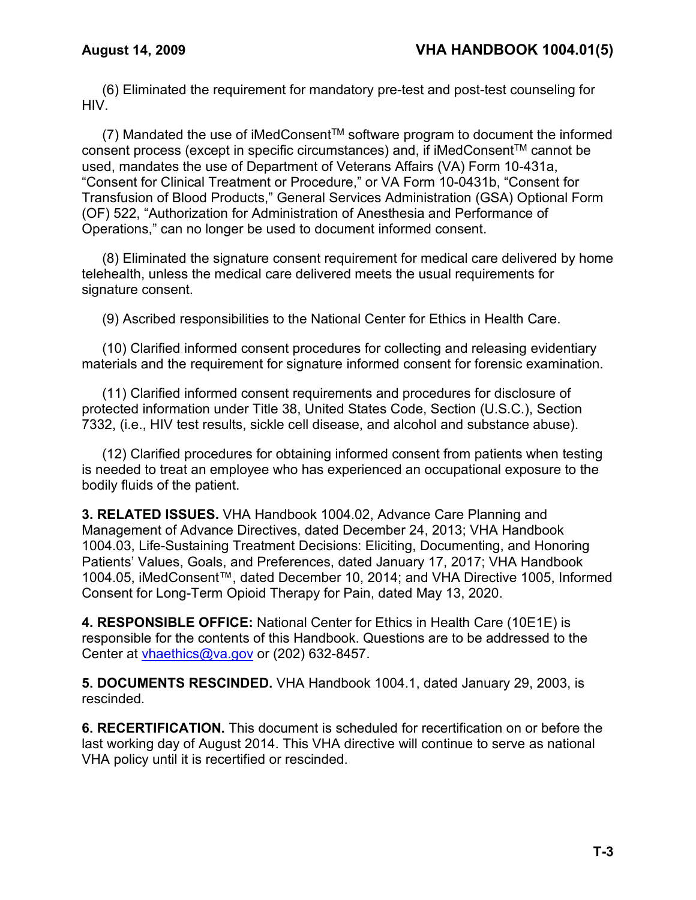(6) Eliminated the requirement for mandatory pre-test and post-test counseling for HIV.

(7) Mandated the use of iMedConsent™ software program to document the informed consent process (except in specific circumstances) and, if iMedConsent™ cannot be used, mandates the use of Department of Veterans Affairs (VA) Form 10-431a, "Consent for Clinical Treatment or Procedure," or VA Form 10-0431b, "Consent for Transfusion of Blood Products," General Services Administration (GSA) Optional Form (OF) 522, "Authorization for Administration of Anesthesia and Performance of Operations," can no longer be used to document informed consent.

(8) Eliminated the signature consent requirement for medical care delivered by home telehealth, unless the medical care delivered meets the usual requirements for signature consent.

(9) Ascribed responsibilities to the National Center for Ethics in Health Care.

(10) Clarified informed consent procedures for collecting and releasing evidentiary materials and the requirement for signature informed consent for forensic examination.

(11) Clarified informed consent requirements and procedures for disclosure of protected information under Title 38, United States Code, Section (U.S.C.), Section 7332, (i.e., HIV test results, sickle cell disease, and alcohol and substance abuse).

(12) Clarified procedures for obtaining informed consent from patients when testing is needed to treat an employee who has experienced an occupational exposure to the bodily fluids of the patient.

**3. RELATED ISSUES.** VHA Handbook 1004.02, Advance Care Planning and Management of Advance Directives, dated December 24, 2013; VHA Handbook 1004.03, Life-Sustaining Treatment Decisions: Eliciting, Documenting, and Honoring Patients' Values, Goals, and Preferences, dated January 17, 2017; VHA Handbook 1004.05, iMedConsent™, dated December 10, 2014; and VHA Directive 1005, Informed Consent for Long-Term Opioid Therapy for Pain, dated May 13, 2020.

**4. RESPONSIBLE OFFICE:** National Center for Ethics in Health Care (10E1E) is responsible for the contents of this Handbook. Questions are to be addressed to the Center at vhaethics@va.gov or (202) 632-8457.

**5. DOCUMENTS RESCINDED.** VHA Handbook 1004.1, dated January 29, 2003, is rescinded.

**6. RECERTIFICATION.** This document is scheduled for recertification on or before the last working day of August 2014. This VHA directive will continue to serve as national VHA policy until it is recertified or rescinded.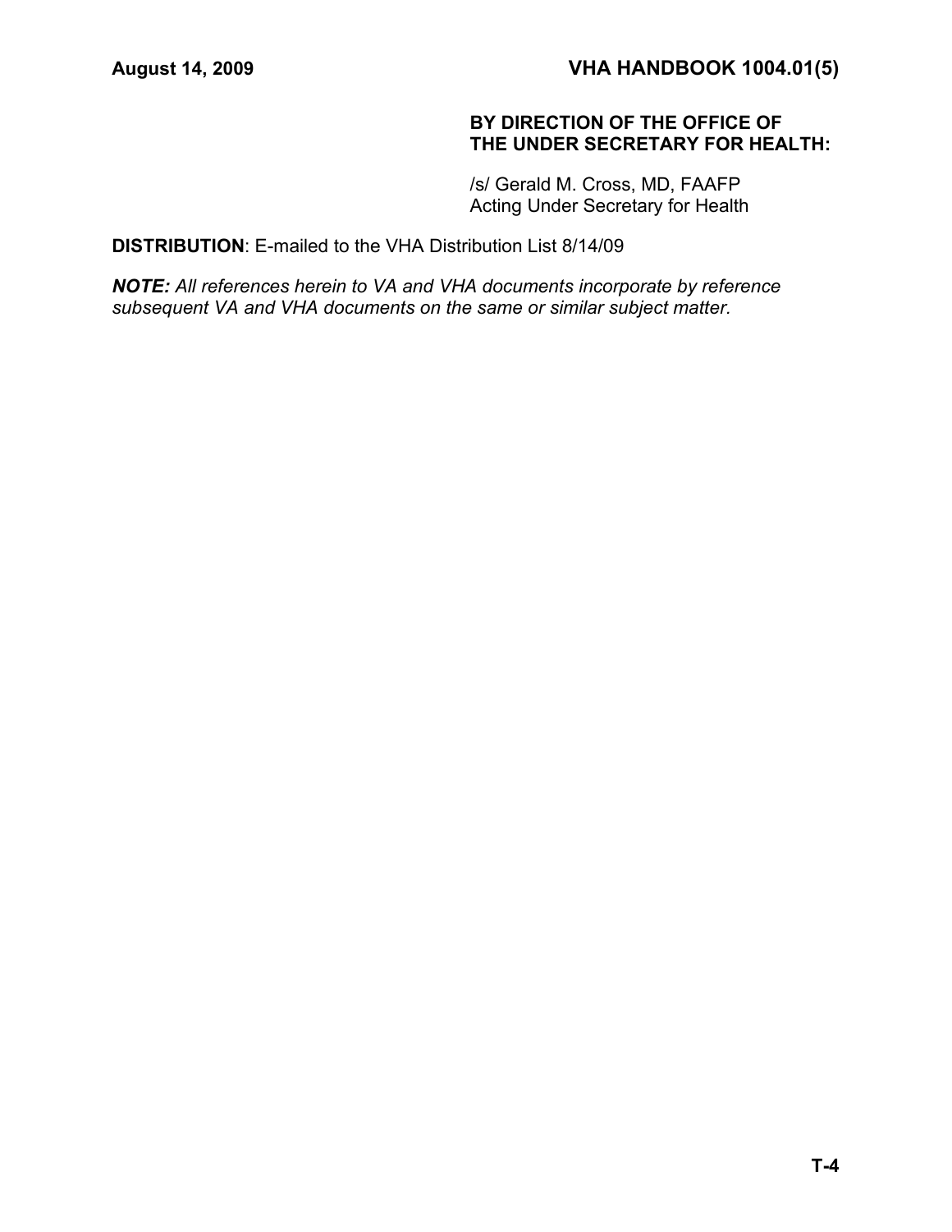**BY DIRECTION OF THE OFFICE OF THE UNDER SECRETARY FOR HEALTH:**

/s/ Gerald M. Cross, MD, FAAFP
Acting Under Secretary for Health

**DISTRIBUTION**: E-mailed to the VHA Distribution List 8/14/09

***NOTE:*** *All references herein to VA and VHA documents incorporate by reference subsequent VA and VHA documents on the same or similar subject matter.*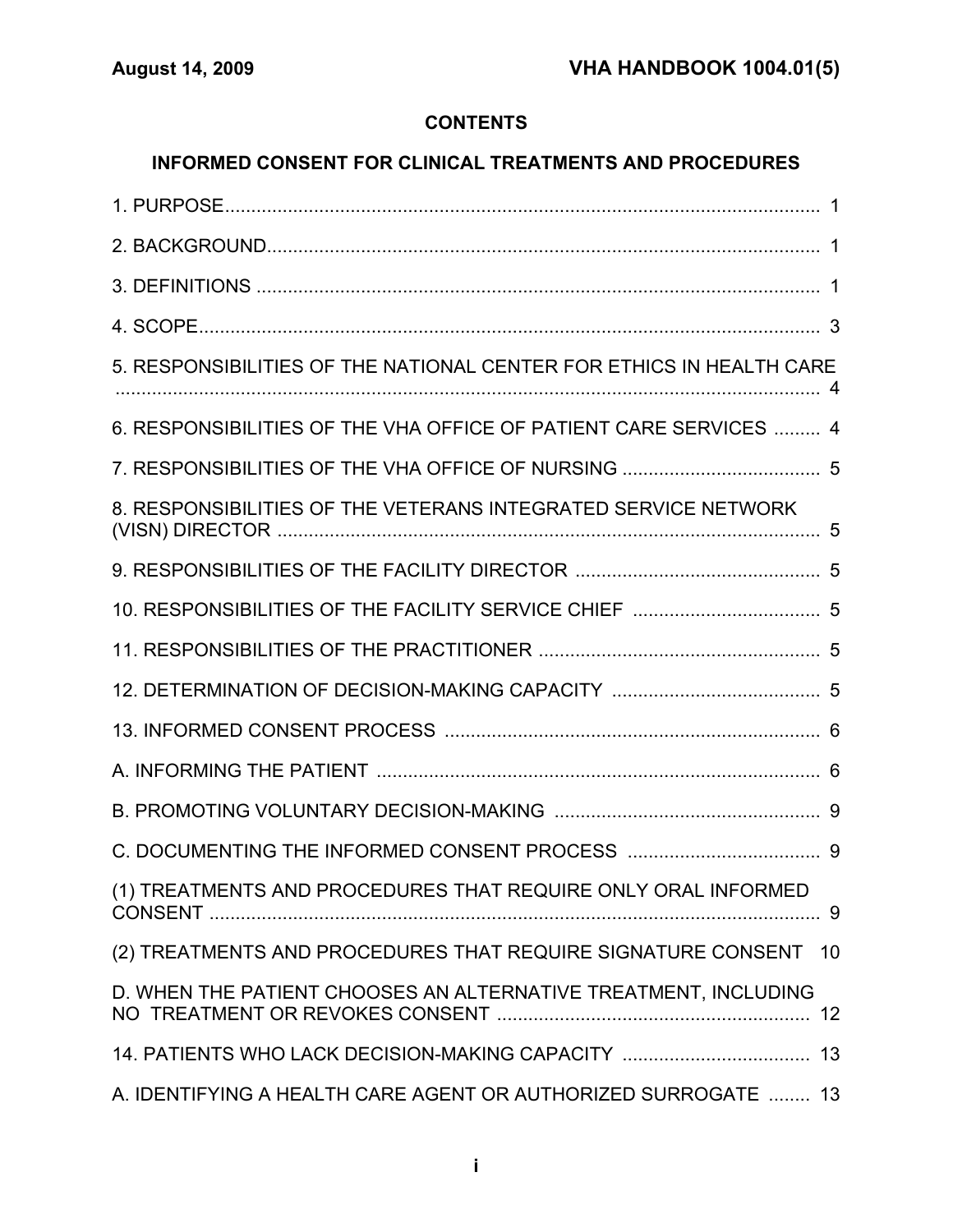**CONTENTS**

**INFORMED CONSENT FOR CLINICAL TREATMENTS AND PROCEDURES**

1. PURPOSE .................................................................................................................. 1

2. BACKGROUND.......................................................................................................... 1

3. DEFINITIONS ............................................................................................................ 1

4. SCOPE....................................................................................................................... 3

5. RESPONSIBILITIES OF THE NATIONAL CENTER FOR ETHICS IN HEALTH CARE ...................................................................................................................................... 4

6. RESPONSIBILITIES OF THE VHA OFFICE OF PATIENT CARE SERVICES ......... 4

7. RESPONSIBILITIES OF THE VHA OFFICE OF NURSING ...................................... 5

8. RESPONSIBILITIES OF THE VETERANS INTEGRATED SERVICE NETWORK (VISN) DIRECTOR ........................................................................................................ 5

9. RESPONSIBILITIES OF THE FACILITY DIRECTOR ............................................... 5

10. RESPONSIBILITIES OF THE FACILITY SERVICE CHIEF .................................... 5

11. RESPONSIBILITIES OF THE PRACTITIONER ...................................................... 5

12. DETERMINATION OF DECISION-MAKING CAPACITY ........................................ 5

13. INFORMED CONSENT PROCESS ........................................................................ 6

A. INFORMING THE PATIENT ..................................................................................... 6

B. PROMOTING VOLUNTARY DECISION-MAKING ................................................... 9

C. DOCUMENTING THE INFORMED CONSENT PROCESS ..................................... 9

(1) TREATMENTS AND PROCEDURES THAT REQUIRE ONLY ORAL INFORMED CONSENT ...................................................................................................................... 9

(2) TREATMENTS AND PROCEDURES THAT REQUIRE SIGNATURE CONSENT 10

D. WHEN THE PATIENT CHOOSES AN ALTERNATIVE TREATMENT, INCLUDING NO TREATMENT OR REVOKES CONSENT ............................................................ 12

14. PATIENTS WHO LACK DECISION-MAKING CAPACITY .................................... 13

A. IDENTIFYING A HEALTH CARE AGENT OR AUTHORIZED SURROGATE ........ 13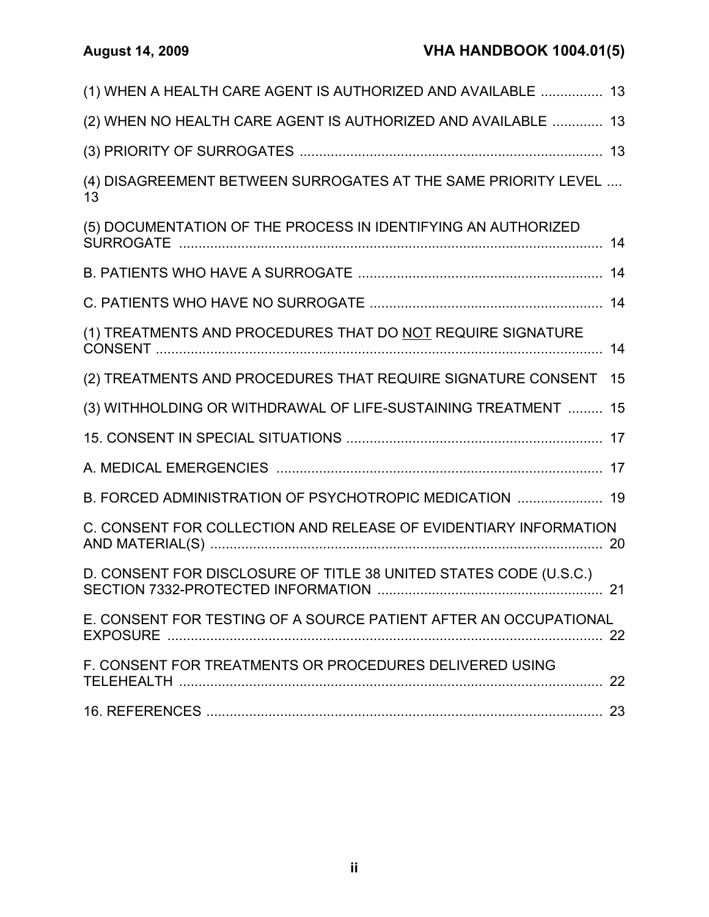(1) WHEN A HEALTH CARE AGENT IS AUTHORIZED AND AVAILABLE ................ 13

(2) WHEN NO HEALTH CARE AGENT IS AUTHORIZED AND AVAILABLE ............. 13

(3) PRIORITY OF SURROGATES .............................................................................. 13

(4) DISAGREEMENT BETWEEN SURROGATES AT THE SAME PRIORITY LEVEL .... 13

(5) DOCUMENTATION OF THE PROCESS IN IDENTIFYING AN AUTHORIZED SURROGATE .............................................................................................................. 14

B. PATIENTS WHO HAVE A SURROGATE ............................................................... 14

C. PATIENTS WHO HAVE NO SURROGATE ............................................................ 14

(1) TREATMENTS AND PROCEDURES THAT DO NOT REQUIRE SIGNATURE CONSENT .................................................................................................................... 14

(2) TREATMENTS AND PROCEDURES THAT REQUIRE SIGNATURE CONSENT 15

(3) WITHHOLDING OR WITHDRAWAL OF LIFE-SUSTAINING TREATMENT ......... 15

15. CONSENT IN SPECIAL SITUATIONS .................................................................. 17

A. MEDICAL EMERGENCIES .................................................................................... 17

B. FORCED ADMINISTRATION OF PSYCHOTROPIC MEDICATION ...................... 19

C. CONSENT FOR COLLECTION AND RELEASE OF EVIDENTIARY INFORMATION AND MATERIAL(S) ...................................................................................................... 20

D. CONSENT FOR DISCLOSURE OF TITLE 38 UNITED STATES CODE (U.S.C.) SECTION 7332-PROTECTED INFORMATION ......................................................... 21

E. CONSENT FOR TESTING OF A SOURCE PATIENT AFTER AN OCCUPATIONAL EXPOSURE ................................................................................................................. 22

F. CONSENT FOR TREATMENTS OR PROCEDURES DELIVERED USING TELEHEALTH ............................................................................................................... 22

16. REFERENCES ....................................................................................................... 23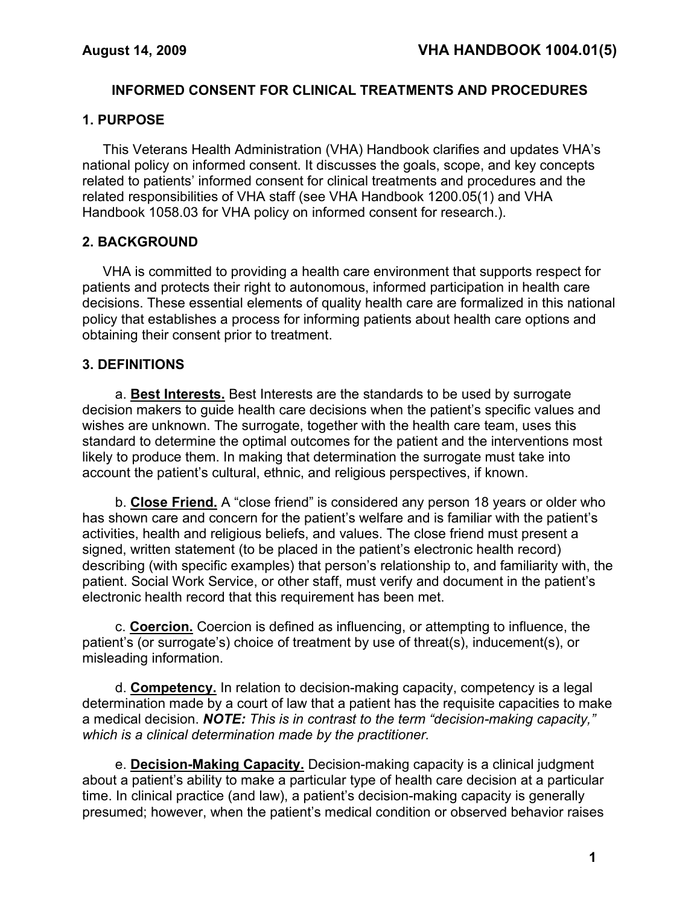## INFORMED CONSENT FOR CLINICAL TREATMENTS AND PROCEDURES

### 1. PURPOSE

This Veterans Health Administration (VHA) Handbook clarifies and updates VHA's national policy on informed consent. It discusses the goals, scope, and key concepts related to patients' informed consent for clinical treatments and procedures and the related responsibilities of VHA staff (see VHA Handbook 1200.05(1) and VHA Handbook 1058.03 for VHA policy on informed consent for research.).

### 2. BACKGROUND

VHA is committed to providing a health care environment that supports respect for patients and protects their right to autonomous, informed participation in health care decisions. These essential elements of quality health care are formalized in this national policy that establishes a process for informing patients about health care options and obtaining their consent prior to treatment.

### 3. DEFINITIONS

a. **Best Interests.** Best Interests are the standards to be used by surrogate decision makers to guide health care decisions when the patient's specific values and wishes are unknown. The surrogate, together with the health care team, uses this standard to determine the optimal outcomes for the patient and the interventions most likely to produce them. In making that determination the surrogate must take into account the patient's cultural, ethnic, and religious perspectives, if known.

b. **Close Friend.** A "close friend" is considered any person 18 years or older who has shown care and concern for the patient's welfare and is familiar with the patient's activities, health and religious beliefs, and values. The close friend must present a signed, written statement (to be placed in the patient's electronic health record) describing (with specific examples) that person's relationship to, and familiarity with, the patient. Social Work Service, or other staff, must verify and document in the patient's electronic health record that this requirement has been met.

c. **Coercion.** Coercion is defined as influencing, or attempting to influence, the patient's (or surrogate's) choice of treatment by use of threat(s), inducement(s), or misleading information.

d. **Competency.** In relation to decision-making capacity, competency is a legal determination made by a court of law that a patient has the requisite capacities to make a medical decision. ***NOTE:*** *This is in contrast to the term "decision-making capacity," which is a clinical determination made by the practitioner.*

e. **Decision-Making Capacity.** Decision-making capacity is a clinical judgment about a patient's ability to make a particular type of health care decision at a particular time. In clinical practice (and law), a patient's decision-making capacity is generally presumed; however, when the patient's medical condition or observed behavior raises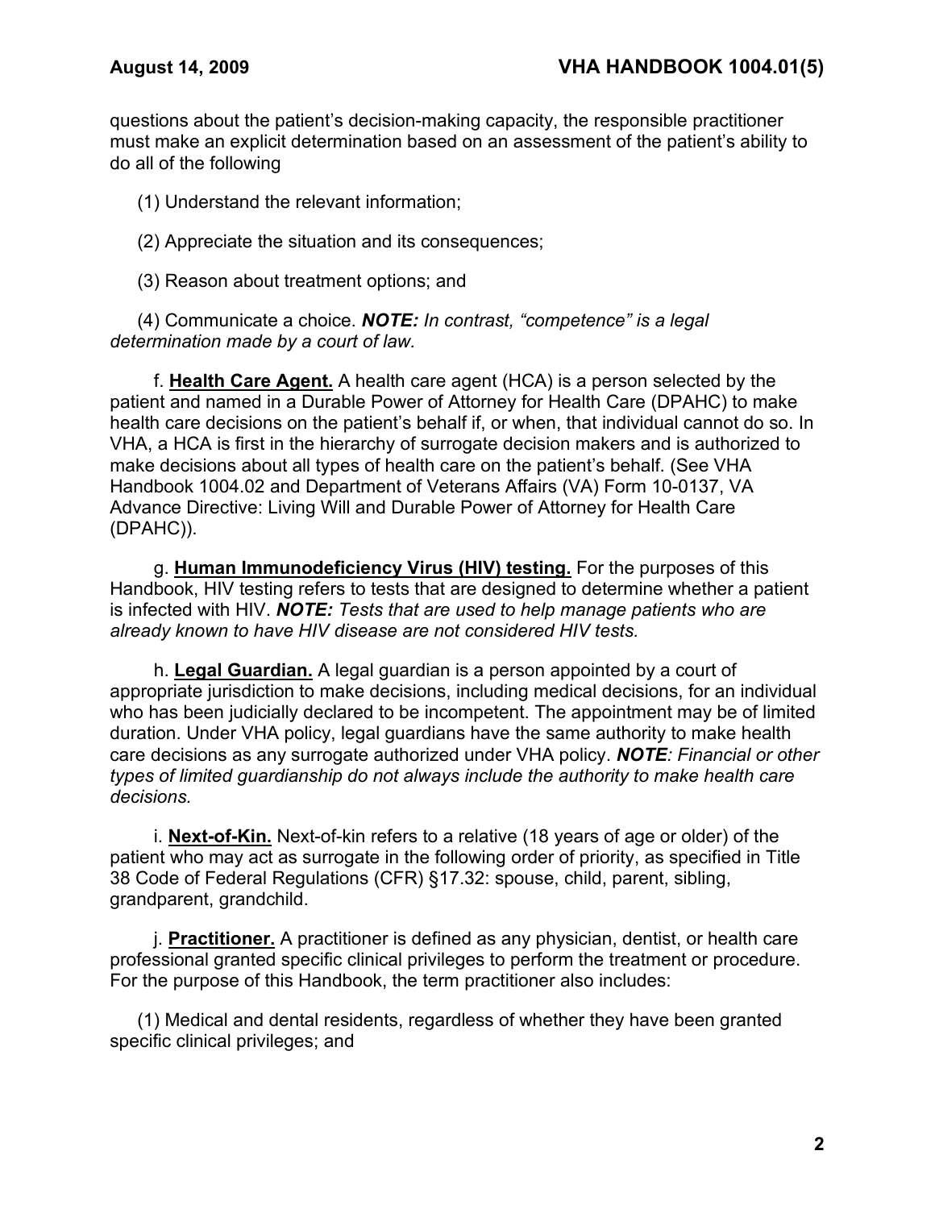questions about the patient's decision-making capacity, the responsible practitioner must make an explicit determination based on an assessment of the patient's ability to do all of the following

(1) Understand the relevant information;

(2) Appreciate the situation and its consequences;

(3) Reason about treatment options; and

(4) Communicate a choice. ***NOTE:*** *In contrast, "competence" is a legal determination made by a court of law.*

f. **Health Care Agent.** A health care agent (HCA) is a person selected by the patient and named in a Durable Power of Attorney for Health Care (DPAHC) to make health care decisions on the patient's behalf if, or when, that individual cannot do so. In VHA, a HCA is first in the hierarchy of surrogate decision makers and is authorized to make decisions about all types of health care on the patient's behalf. (See VHA Handbook 1004.02 and Department of Veterans Affairs (VA) Form 10-0137, VA Advance Directive: Living Will and Durable Power of Attorney for Health Care (DPAHC)).

g. **Human Immunodeficiency Virus (HIV) testing.** For the purposes of this Handbook, HIV testing refers to tests that are designed to determine whether a patient is infected with HIV. ***NOTE:*** *Tests that are used to help manage patients who are already known to have HIV disease are not considered HIV tests.*

h. **Legal Guardian.** A legal guardian is a person appointed by a court of appropriate jurisdiction to make decisions, including medical decisions, for an individual who has been judicially declared to be incompetent. The appointment may be of limited duration. Under VHA policy, legal guardians have the same authority to make health care decisions as any surrogate authorized under VHA policy. ***NOTE****: Financial or other types of limited guardianship do not always include the authority to make health care decisions.*

i. **Next-of-Kin.** Next-of-kin refers to a relative (18 years of age or older) of the patient who may act as surrogate in the following order of priority, as specified in Title 38 Code of Federal Regulations (CFR) §17.32: spouse, child, parent, sibling, grandparent, grandchild.

j. **Practitioner.** A practitioner is defined as any physician, dentist, or health care professional granted specific clinical privileges to perform the treatment or procedure. For the purpose of this Handbook, the term practitioner also includes:

(1) Medical and dental residents, regardless of whether they have been granted specific clinical privileges; and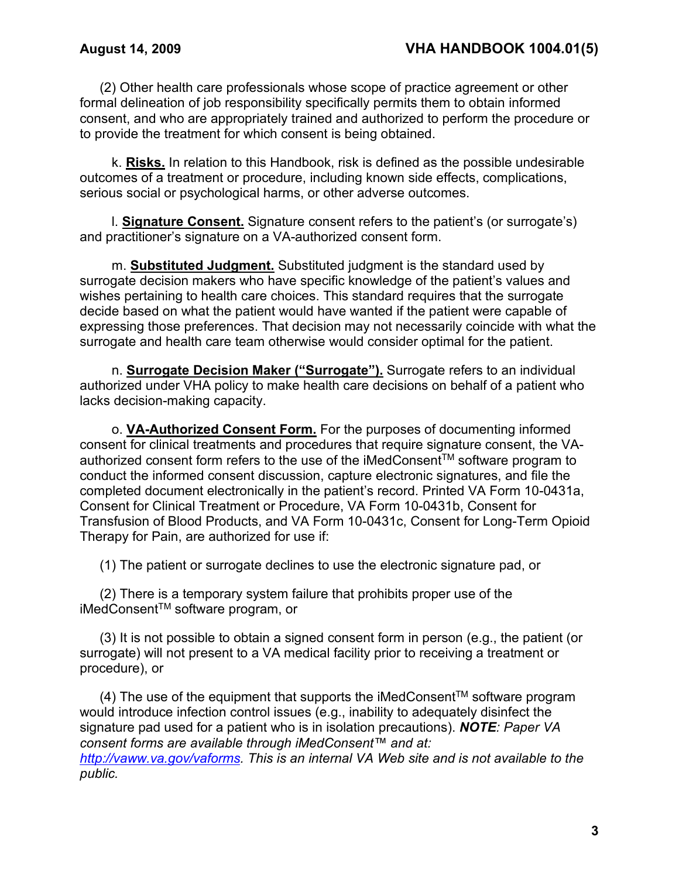(2) Other health care professionals whose scope of practice agreement or other formal delineation of job responsibility specifically permits them to obtain informed consent, and who are appropriately trained and authorized to perform the procedure or to provide the treatment for which consent is being obtained.

k. **Risks.** In relation to this Handbook, risk is defined as the possible undesirable outcomes of a treatment or procedure, including known side effects, complications, serious social or psychological harms, or other adverse outcomes.

l. **Signature Consent.** Signature consent refers to the patient's (or surrogate's) and practitioner's signature on a VA-authorized consent form.

m. **Substituted Judgment.** Substituted judgment is the standard used by surrogate decision makers who have specific knowledge of the patient's values and wishes pertaining to health care choices. This standard requires that the surrogate decide based on what the patient would have wanted if the patient were capable of expressing those preferences. That decision may not necessarily coincide with what the surrogate and health care team otherwise would consider optimal for the patient.

n. **Surrogate Decision Maker ("Surrogate").** Surrogate refers to an individual authorized under VHA policy to make health care decisions on behalf of a patient who lacks decision-making capacity.

o. **VA-Authorized Consent Form.** For the purposes of documenting informed consent for clinical treatments and procedures that require signature consent, the VA-authorized consent form refers to the use of the iMedConsent™ software program to conduct the informed consent discussion, capture electronic signatures, and file the completed document electronically in the patient's record. Printed VA Form 10-0431a, Consent for Clinical Treatment or Procedure, VA Form 10-0431b, Consent for Transfusion of Blood Products, and VA Form 10-0431c, Consent for Long-Term Opioid Therapy for Pain, are authorized for use if:

(1) The patient or surrogate declines to use the electronic signature pad, or

(2) There is a temporary system failure that prohibits proper use of the iMedConsent™ software program, or

(3) It is not possible to obtain a signed consent form in person (e.g., the patient (or surrogate) will not present to a VA medical facility prior to receiving a treatment or procedure), or

(4) The use of the equipment that supports the iMedConsent™ software program would introduce infection control issues (e.g., inability to adequately disinfect the signature pad used for a patient who is in isolation precautions). ***NOTE****: Paper VA consent forms are available through iMedConsent™ and at: http://vaww.va.gov/vaforms. This is an internal VA Web site and is not available to the public.*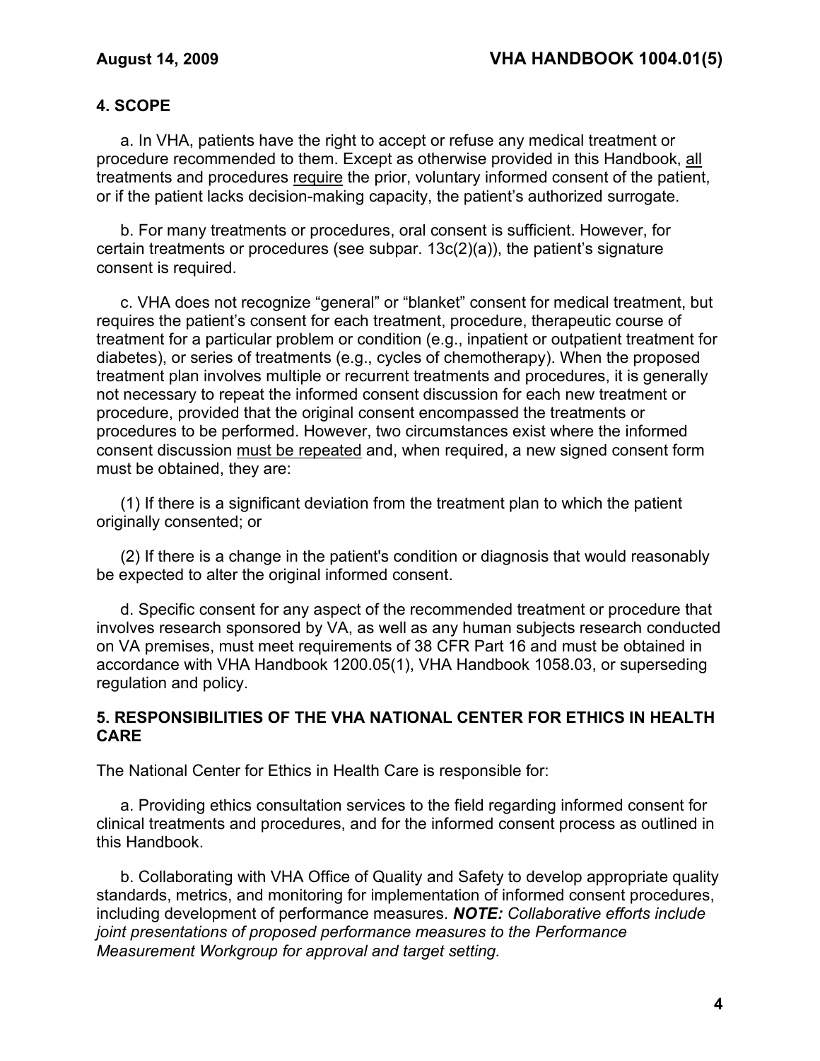## 4. SCOPE

a. In VHA, patients have the right to accept or refuse any medical treatment or procedure recommended to them. Except as otherwise provided in this Handbook, <u>all</u> treatments and procedures <u>require</u> the prior, voluntary informed consent of the patient, or if the patient lacks decision-making capacity, the patient's authorized surrogate.

b. For many treatments or procedures, oral consent is sufficient. However, for certain treatments or procedures (see subpar. 13c(2)(a)), the patient's signature consent is required.

c. VHA does not recognize "general" or "blanket" consent for medical treatment, but requires the patient's consent for each treatment, procedure, therapeutic course of treatment for a particular problem or condition (e.g., inpatient or outpatient treatment for diabetes), or series of treatments (e.g., cycles of chemotherapy). When the proposed treatment plan involves multiple or recurrent treatments and procedures, it is generally not necessary to repeat the informed consent discussion for each new treatment or procedure, provided that the original consent encompassed the treatments or procedures to be performed. However, two circumstances exist where the informed consent discussion <u>must be repeated</u> and, when required, a new signed consent form must be obtained, they are:

(1) If there is a significant deviation from the treatment plan to which the patient originally consented; or

(2) If there is a change in the patient's condition or diagnosis that would reasonably be expected to alter the original informed consent.

d. Specific consent for any aspect of the recommended treatment or procedure that involves research sponsored by VA, as well as any human subjects research conducted on VA premises, must meet requirements of 38 CFR Part 16 and must be obtained in accordance with VHA Handbook 1200.05(1), VHA Handbook 1058.03, or superseding regulation and policy.

## 5. RESPONSIBILITIES OF THE VHA NATIONAL CENTER FOR ETHICS IN HEALTH CARE

The National Center for Ethics in Health Care is responsible for:

a. Providing ethics consultation services to the field regarding informed consent for clinical treatments and procedures, and for the informed consent process as outlined in this Handbook.

b. Collaborating with VHA Office of Quality and Safety to develop appropriate quality standards, metrics, and monitoring for implementation of informed consent procedures, including development of performance measures. ***NOTE:*** *Collaborative efforts include joint presentations of proposed performance measures to the Performance Measurement Workgroup for approval and target setting.*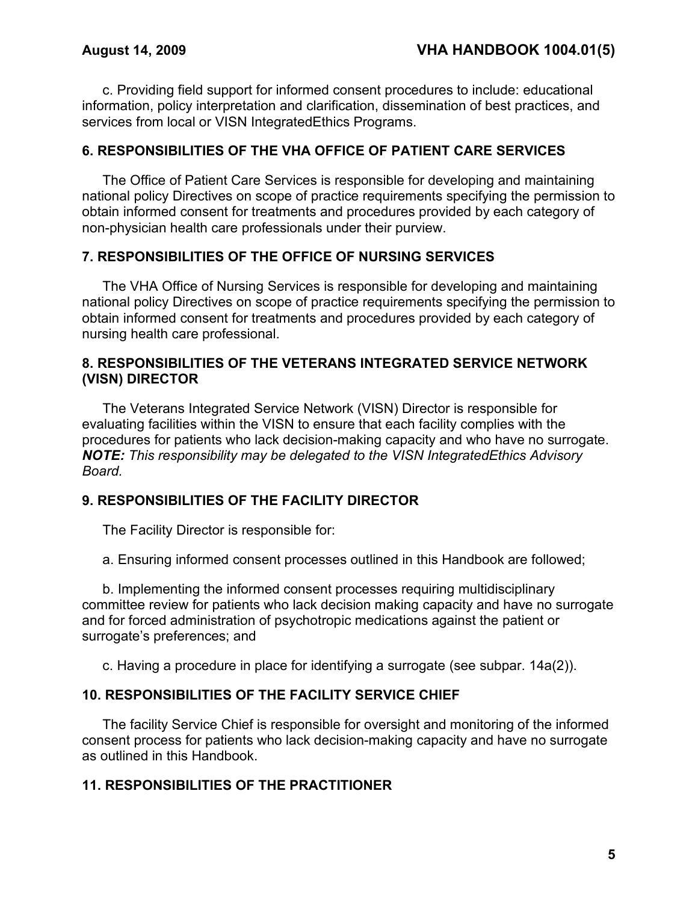c. Providing field support for informed consent procedures to include: educational information, policy interpretation and clarification, dissemination of best practices, and services from local or VISN IntegratedEthics Programs.

## 6. RESPONSIBILITIES OF THE VHA OFFICE OF PATIENT CARE SERVICES

The Office of Patient Care Services is responsible for developing and maintaining national policy Directives on scope of practice requirements specifying the permission to obtain informed consent for treatments and procedures provided by each category of non-physician health care professionals under their purview.

## 7. RESPONSIBILITIES OF THE OFFICE OF NURSING SERVICES

The VHA Office of Nursing Services is responsible for developing and maintaining national policy Directives on scope of practice requirements specifying the permission to obtain informed consent for treatments and procedures provided by each category of nursing health care professional.

## 8. RESPONSIBILITIES OF THE VETERANS INTEGRATED SERVICE NETWORK (VISN) DIRECTOR

The Veterans Integrated Service Network (VISN) Director is responsible for evaluating facilities within the VISN to ensure that each facility complies with the procedures for patients who lack decision-making capacity and who have no surrogate. ***NOTE:*** *This responsibility may be delegated to the VISN IntegratedEthics Advisory Board.*

## 9. RESPONSIBILITIES OF THE FACILITY DIRECTOR

The Facility Director is responsible for:

a. Ensuring informed consent processes outlined in this Handbook are followed;

b. Implementing the informed consent processes requiring multidisciplinary committee review for patients who lack decision making capacity and have no surrogate and for forced administration of psychotropic medications against the patient or surrogate's preferences; and

c. Having a procedure in place for identifying a surrogate (see subpar. 14a(2)).

## 10. RESPONSIBILITIES OF THE FACILITY SERVICE CHIEF

The facility Service Chief is responsible for oversight and monitoring of the informed consent process for patients who lack decision-making capacity and have no surrogate as outlined in this Handbook.

## 11. RESPONSIBILITIES OF THE PRACTITIONER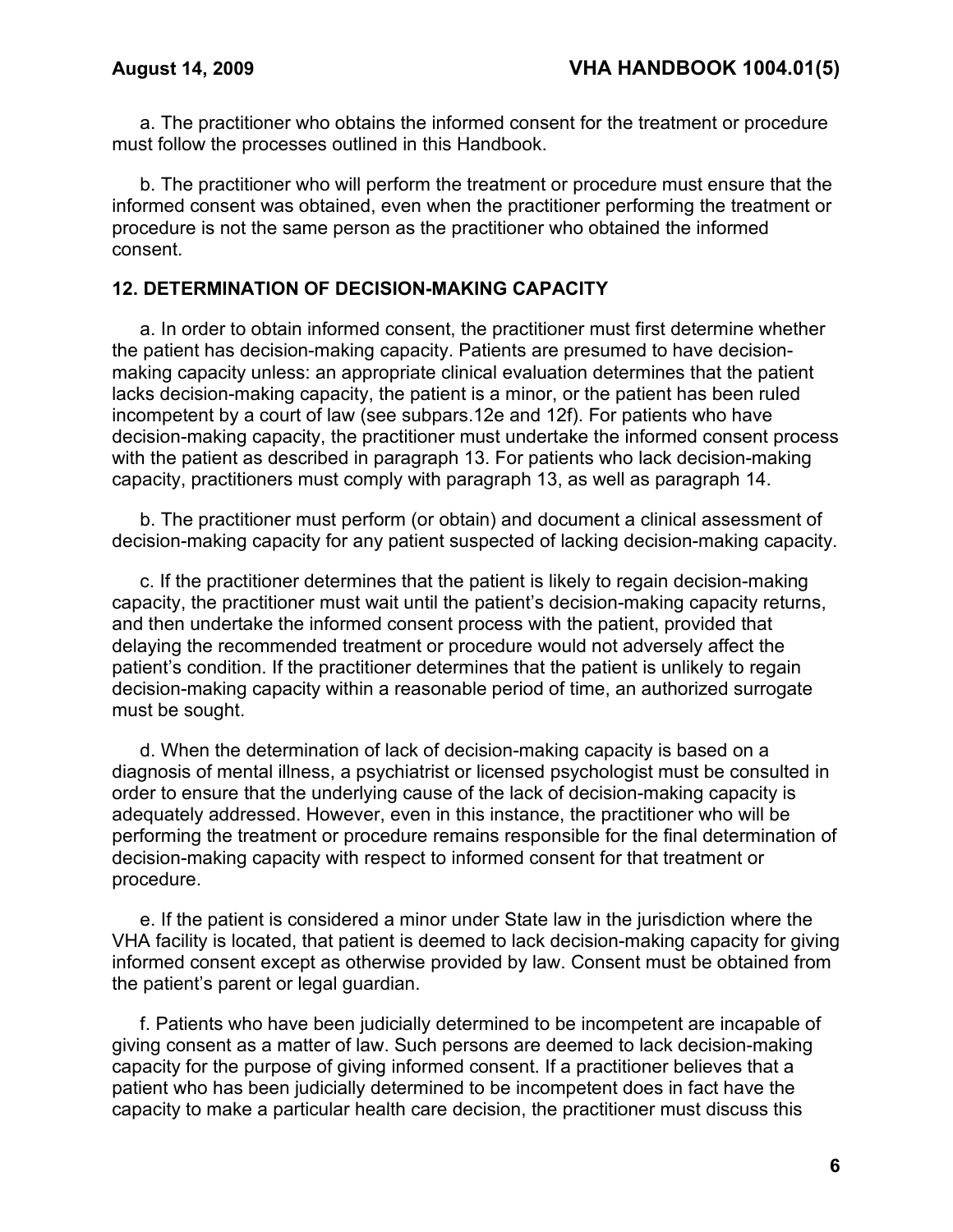a. The practitioner who obtains the informed consent for the treatment or procedure must follow the processes outlined in this Handbook.

b. The practitioner who will perform the treatment or procedure must ensure that the informed consent was obtained, even when the practitioner performing the treatment or procedure is not the same person as the practitioner who obtained the informed consent.

## 12. DETERMINATION OF DECISION-MAKING CAPACITY

a. In order to obtain informed consent, the practitioner must first determine whether the patient has decision-making capacity. Patients are presumed to have decision-making capacity unless: an appropriate clinical evaluation determines that the patient lacks decision-making capacity, the patient is a minor, or the patient has been ruled incompetent by a court of law (see subpars.12e and 12f). For patients who have decision-making capacity, the practitioner must undertake the informed consent process with the patient as described in paragraph 13. For patients who lack decision-making capacity, practitioners must comply with paragraph 13, as well as paragraph 14.

b. The practitioner must perform (or obtain) and document a clinical assessment of decision-making capacity for any patient suspected of lacking decision-making capacity.

c. If the practitioner determines that the patient is likely to regain decision-making capacity, the practitioner must wait until the patient's decision-making capacity returns, and then undertake the informed consent process with the patient, provided that delaying the recommended treatment or procedure would not adversely affect the patient's condition. If the practitioner determines that the patient is unlikely to regain decision-making capacity within a reasonable period of time, an authorized surrogate must be sought.

d. When the determination of lack of decision-making capacity is based on a diagnosis of mental illness, a psychiatrist or licensed psychologist must be consulted in order to ensure that the underlying cause of the lack of decision-making capacity is adequately addressed. However, even in this instance, the practitioner who will be performing the treatment or procedure remains responsible for the final determination of decision-making capacity with respect to informed consent for that treatment or procedure.

e. If the patient is considered a minor under State law in the jurisdiction where the VHA facility is located, that patient is deemed to lack decision-making capacity for giving informed consent except as otherwise provided by law. Consent must be obtained from the patient's parent or legal guardian.

f. Patients who have been judicially determined to be incompetent are incapable of giving consent as a matter of law. Such persons are deemed to lack decision-making capacity for the purpose of giving informed consent. If a practitioner believes that a patient who has been judicially determined to be incompetent does in fact have the capacity to make a particular health care decision, the practitioner must discuss this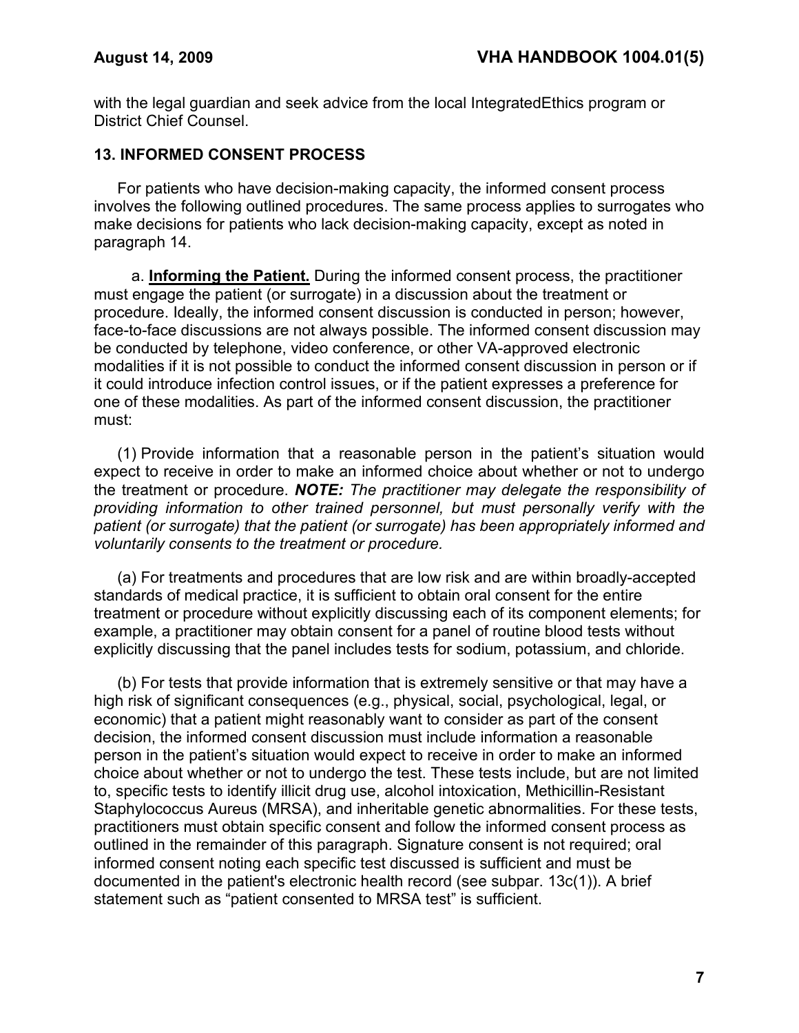with the legal guardian and seek advice from the local IntegratedEthics program or District Chief Counsel.

## 13. INFORMED CONSENT PROCESS

For patients who have decision-making capacity, the informed consent process involves the following outlined procedures. The same process applies to surrogates who make decisions for patients who lack decision-making capacity, except as noted in paragraph 14.

a. **Informing the Patient.** During the informed consent process, the practitioner must engage the patient (or surrogate) in a discussion about the treatment or procedure. Ideally, the informed consent discussion is conducted in person; however, face-to-face discussions are not always possible. The informed consent discussion may be conducted by telephone, video conference, or other VA-approved electronic modalities if it is not possible to conduct the informed consent discussion in person or if it could introduce infection control issues, or if the patient expresses a preference for one of these modalities. As part of the informed consent discussion, the practitioner must:

(1) Provide information that a reasonable person in the patient's situation would expect to receive in order to make an informed choice about whether or not to undergo the treatment or procedure. ***NOTE:*** *The practitioner may delegate the responsibility of providing information to other trained personnel, but must personally verify with the patient (or surrogate) that the patient (or surrogate) has been appropriately informed and voluntarily consents to the treatment or procedure.*

(a) For treatments and procedures that are low risk and are within broadly-accepted standards of medical practice, it is sufficient to obtain oral consent for the entire treatment or procedure without explicitly discussing each of its component elements; for example, a practitioner may obtain consent for a panel of routine blood tests without explicitly discussing that the panel includes tests for sodium, potassium, and chloride.

(b) For tests that provide information that is extremely sensitive or that may have a high risk of significant consequences (e.g., physical, social, psychological, legal, or economic) that a patient might reasonably want to consider as part of the consent decision, the informed consent discussion must include information a reasonable person in the patient's situation would expect to receive in order to make an informed choice about whether or not to undergo the test. These tests include, but are not limited to, specific tests to identify illicit drug use, alcohol intoxication, Methicillin-Resistant Staphylococcus Aureus (MRSA), and inheritable genetic abnormalities. For these tests, practitioners must obtain specific consent and follow the informed consent process as outlined in the remainder of this paragraph. Signature consent is not required; oral informed consent noting each specific test discussed is sufficient and must be documented in the patient's electronic health record (see subpar. 13c(1)). A brief statement such as "patient consented to MRSA test" is sufficient.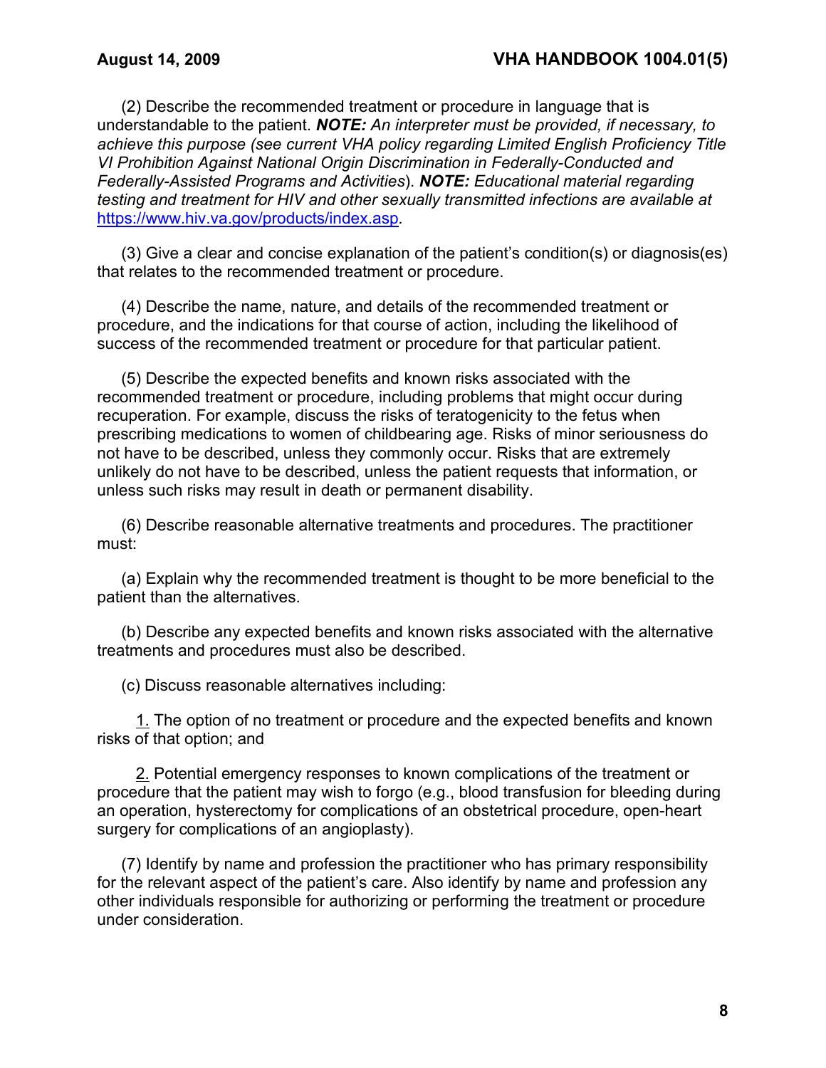(2) Describe the recommended treatment or procedure in language that is understandable to the patient. ***NOTE:*** *An interpreter must be provided, if necessary, to achieve this purpose (see current VHA policy regarding Limited English Proficiency Title VI Prohibition Against National Origin Discrimination in Federally-Conducted and Federally-Assisted Programs and Activities*). ***NOTE:*** *Educational material regarding testing and treatment for HIV and other sexually transmitted infections are available at* [https://www.hiv.va.gov/products/index.asp](https://www.hiv.va.gov/products/index.asp)*.*

(3) Give a clear and concise explanation of the patient's condition(s) or diagnosis(es) that relates to the recommended treatment or procedure.

(4) Describe the name, nature, and details of the recommended treatment or procedure, and the indications for that course of action, including the likelihood of success of the recommended treatment or procedure for that particular patient.

(5) Describe the expected benefits and known risks associated with the recommended treatment or procedure, including problems that might occur during recuperation. For example, discuss the risks of teratogenicity to the fetus when prescribing medications to women of childbearing age. Risks of minor seriousness do not have to be described, unless they commonly occur. Risks that are extremely unlikely do not have to be described, unless the patient requests that information, or unless such risks may result in death or permanent disability.

(6) Describe reasonable alternative treatments and procedures. The practitioner must:

(a) Explain why the recommended treatment is thought to be more beneficial to the patient than the alternatives.

(b) Describe any expected benefits and known risks associated with the alternative treatments and procedures must also be described.

(c) Discuss reasonable alternatives including:

1. The option of no treatment or procedure and the expected benefits and known risks of that option; and

2. Potential emergency responses to known complications of the treatment or procedure that the patient may wish to forgo (e.g., blood transfusion for bleeding during an operation, hysterectomy for complications of an obstetrical procedure, open-heart surgery for complications of an angioplasty).

(7) Identify by name and profession the practitioner who has primary responsibility for the relevant aspect of the patient's care. Also identify by name and profession any other individuals responsible for authorizing or performing the treatment or procedure under consideration.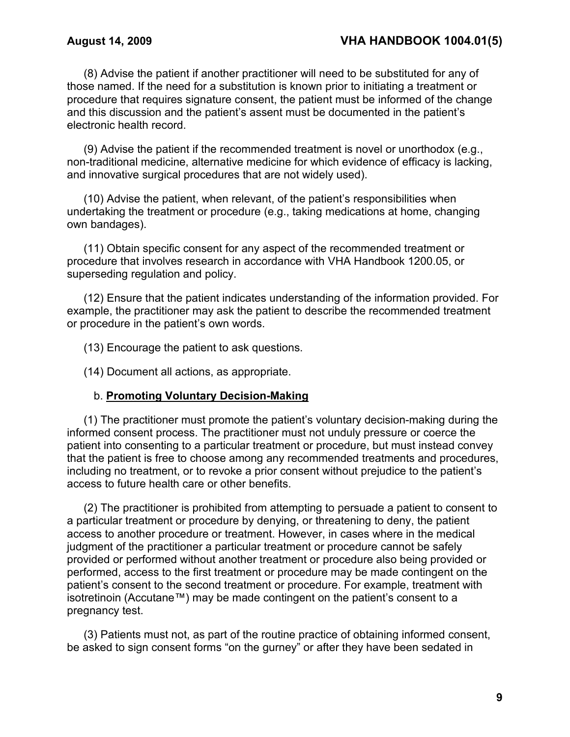(8) Advise the patient if another practitioner will need to be substituted for any of those named. If the need for a substitution is known prior to initiating a treatment or procedure that requires signature consent, the patient must be informed of the change and this discussion and the patient's assent must be documented in the patient's electronic health record.

(9) Advise the patient if the recommended treatment is novel or unorthodox (e.g., non-traditional medicine, alternative medicine for which evidence of efficacy is lacking, and innovative surgical procedures that are not widely used).

(10) Advise the patient, when relevant, of the patient's responsibilities when undertaking the treatment or procedure (e.g., taking medications at home, changing own bandages).

(11) Obtain specific consent for any aspect of the recommended treatment or procedure that involves research in accordance with VHA Handbook 1200.05, or superseding regulation and policy.

(12) Ensure that the patient indicates understanding of the information provided. For example, the practitioner may ask the patient to describe the recommended treatment or procedure in the patient's own words.

(13) Encourage the patient to ask questions.

(14) Document all actions, as appropriate.

b. **Promoting Voluntary Decision-Making**

(1) The practitioner must promote the patient's voluntary decision-making during the informed consent process. The practitioner must not unduly pressure or coerce the patient into consenting to a particular treatment or procedure, but must instead convey that the patient is free to choose among any recommended treatments and procedures, including no treatment, or to revoke a prior consent without prejudice to the patient's access to future health care or other benefits.

(2) The practitioner is prohibited from attempting to persuade a patient to consent to a particular treatment or procedure by denying, or threatening to deny, the patient access to another procedure or treatment. However, in cases where in the medical judgment of the practitioner a particular treatment or procedure cannot be safely provided or performed without another treatment or procedure also being provided or performed, access to the first treatment or procedure may be made contingent on the patient's consent to the second treatment or procedure. For example, treatment with isotretinoin (Accutane™) may be made contingent on the patient's consent to a pregnancy test.

(3) Patients must not, as part of the routine practice of obtaining informed consent, be asked to sign consent forms "on the gurney" or after they have been sedated in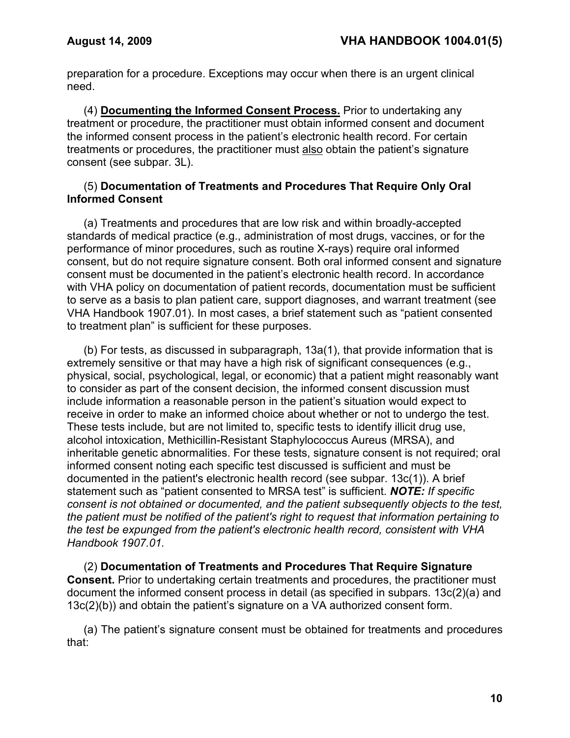preparation for a procedure. Exceptions may occur when there is an urgent clinical need.

(4) **Documenting the Informed Consent Process.** Prior to undertaking any treatment or procedure, the practitioner must obtain informed consent and document the informed consent process in the patient's electronic health record. For certain treatments or procedures, the practitioner must also obtain the patient's signature consent (see subpar. 3L).

(5) **Documentation of Treatments and Procedures That Require Only Oral Informed Consent**

(a) Treatments and procedures that are low risk and within broadly-accepted standards of medical practice (e.g., administration of most drugs, vaccines, or for the performance of minor procedures, such as routine X-rays) require oral informed consent, but do not require signature consent. Both oral informed consent and signature consent must be documented in the patient's electronic health record. In accordance with VHA policy on documentation of patient records, documentation must be sufficient to serve as a basis to plan patient care, support diagnoses, and warrant treatment (see VHA Handbook 1907.01). In most cases, a brief statement such as "patient consented to treatment plan" is sufficient for these purposes.

(b) For tests, as discussed in subparagraph, 13a(1), that provide information that is extremely sensitive or that may have a high risk of significant consequences (e.g., physical, social, psychological, legal, or economic) that a patient might reasonably want to consider as part of the consent decision, the informed consent discussion must include information a reasonable person in the patient's situation would expect to receive in order to make an informed choice about whether or not to undergo the test. These tests include, but are not limited to, specific tests to identify illicit drug use, alcohol intoxication, Methicillin-Resistant Staphylococcus Aureus (MRSA), and inheritable genetic abnormalities. For these tests, signature consent is not required; oral informed consent noting each specific test discussed is sufficient and must be documented in the patient's electronic health record (see subpar. 13c(1)). A brief statement such as "patient consented to MRSA test" is sufficient. ***NOTE:*** *If specific consent is not obtained or documented, and the patient subsequently objects to the test, the patient must be notified of the patient's right to request that information pertaining to the test be expunged from the patient's electronic health record, consistent with VHA Handbook 1907.01.*

(2) **Documentation of Treatments and Procedures That Require Signature Consent.** Prior to undertaking certain treatments and procedures, the practitioner must document the informed consent process in detail (as specified in subpars. 13c(2)(a) and 13c(2)(b)) and obtain the patient's signature on a VA authorized consent form.

(a) The patient's signature consent must be obtained for treatments and procedures that: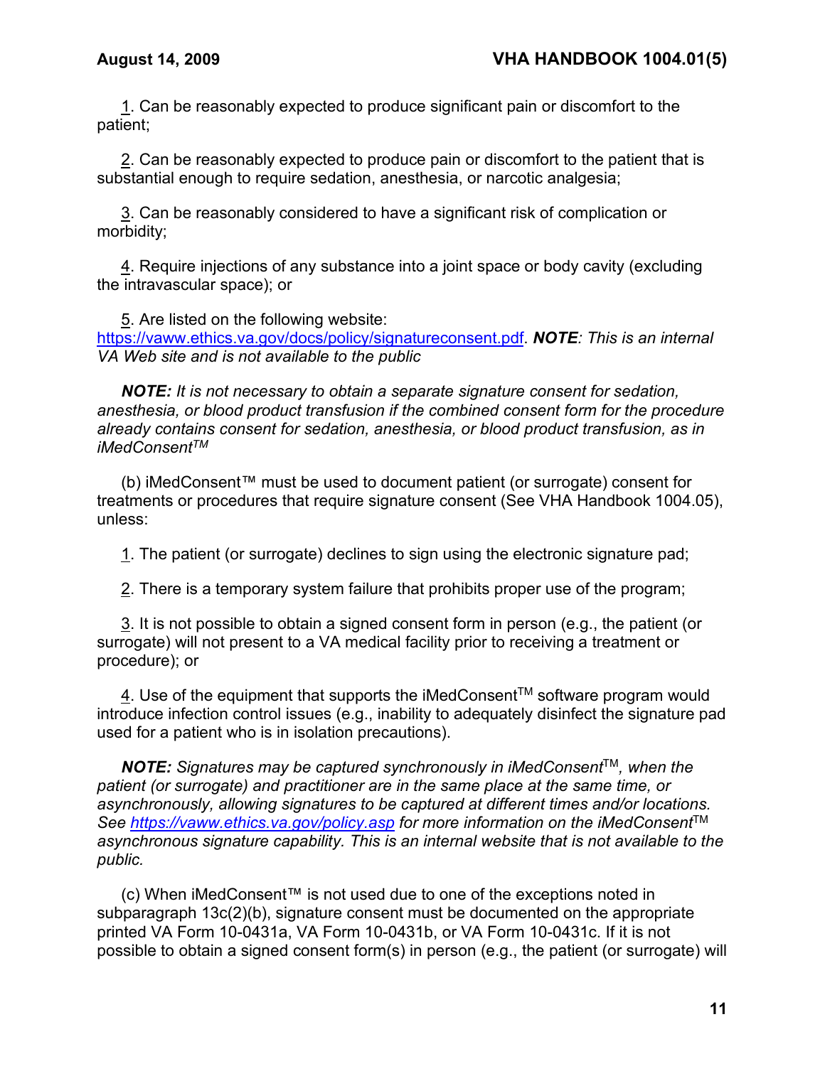1. Can be reasonably expected to produce significant pain or discomfort to the patient;

2. Can be reasonably expected to produce pain or discomfort to the patient that is substantial enough to require sedation, anesthesia, or narcotic analgesia;

3. Can be reasonably considered to have a significant risk of complication or morbidity;

4. Require injections of any substance into a joint space or body cavity (excluding the intravascular space); or

5. Are listed on the following website: https://vaww.ethics.va.gov/docs/policy/signatureconsent.pdf. ***NOTE****: This is an internal VA Web site and is not available to the public*

***NOTE:*** *It is not necessary to obtain a separate signature consent for sedation, anesthesia, or blood product transfusion if the combined consent form for the procedure already contains consent for sedation, anesthesia, or blood product transfusion, as in iMedConsent™*

(b) iMedConsent™ must be used to document patient (or surrogate) consent for treatments or procedures that require signature consent (See VHA Handbook 1004.05), unless:

1. The patient (or surrogate) declines to sign using the electronic signature pad;

2. There is a temporary system failure that prohibits proper use of the program;

3. It is not possible to obtain a signed consent form in person (e.g., the patient (or surrogate) will not present to a VA medical facility prior to receiving a treatment or procedure); or

4. Use of the equipment that supports the iMedConsent™ software program would introduce infection control issues (e.g., inability to adequately disinfect the signature pad used for a patient who is in isolation precautions).

***NOTE:*** *Signatures may be captured synchronously in iMedConsent™, when the patient (or surrogate) and practitioner are in the same place at the same time, or asynchronously, allowing signatures to be captured at different times and/or locations. See https://vaww.ethics.va.gov/policy.asp for more information on the iMedConsent™ asynchronous signature capability. This is an internal website that is not available to the public.*

(c) When iMedConsent™ is not used due to one of the exceptions noted in subparagraph 13c(2)(b), signature consent must be documented on the appropriate printed VA Form 10-0431a, VA Form 10-0431b, or VA Form 10-0431c. If it is not possible to obtain a signed consent form(s) in person (e.g., the patient (or surrogate) will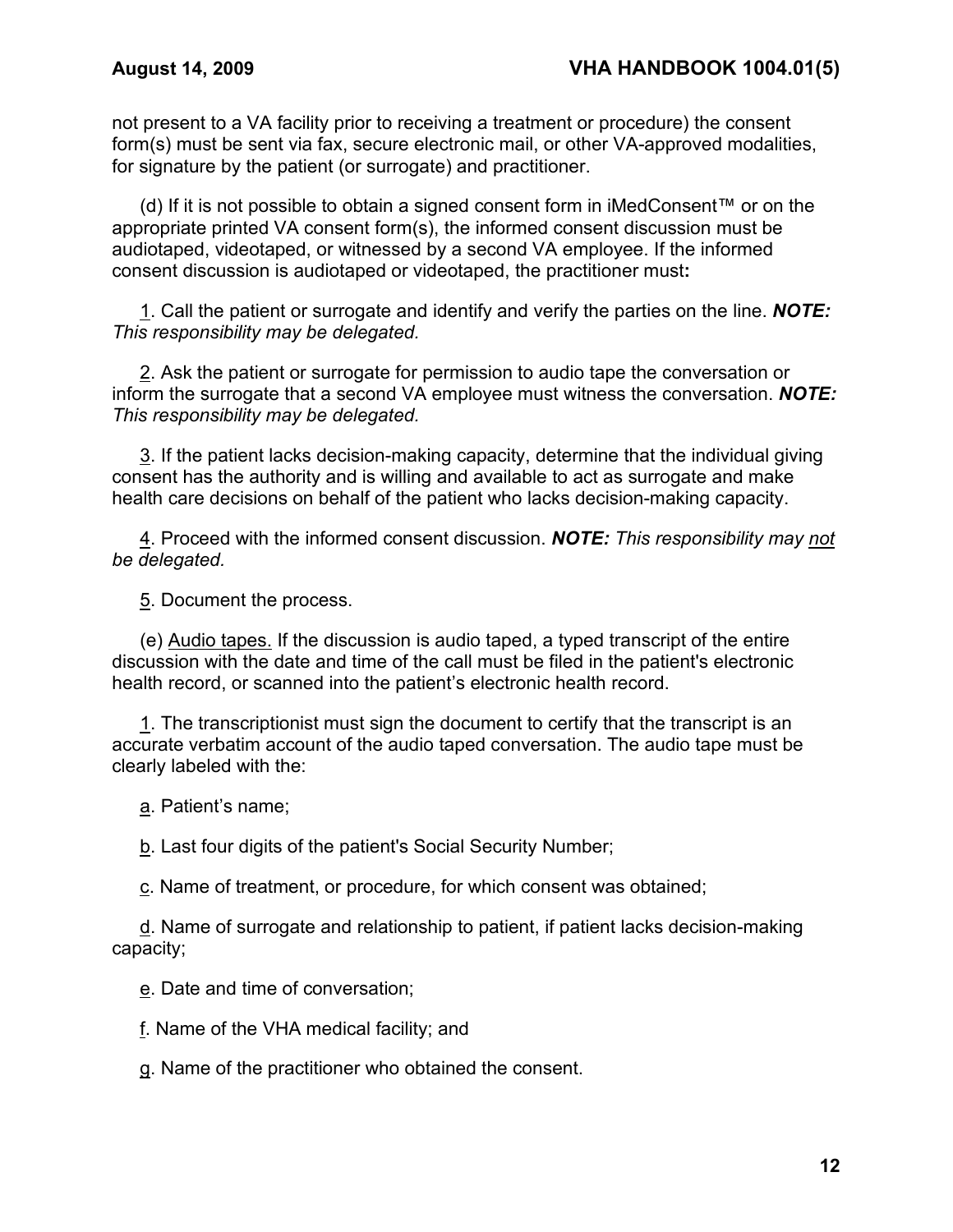not present to a VA facility prior to receiving a treatment or procedure) the consent form(s) must be sent via fax, secure electronic mail, or other VA-approved modalities, for signature by the patient (or surrogate) and practitioner.

(d) If it is not possible to obtain a signed consent form in iMedConsent™ or on the appropriate printed VA consent form(s), the informed consent discussion must be audiotaped, videotaped, or witnessed by a second VA employee. If the informed consent discussion is audiotaped or videotaped, the practitioner must**:**

1. Call the patient or surrogate and identify and verify the parties on the line. ***NOTE:*** *This responsibility may be delegated.*

2. Ask the patient or surrogate for permission to audio tape the conversation or inform the surrogate that a second VA employee must witness the conversation. ***NOTE:*** *This responsibility may be delegated.*

3. If the patient lacks decision-making capacity, determine that the individual giving consent has the authority and is willing and available to act as surrogate and make health care decisions on behalf of the patient who lacks decision-making capacity.

4. Proceed with the informed consent discussion. ***NOTE:*** *This responsibility may not be delegated.*

5. Document the process.

(e) Audio tapes. If the discussion is audio taped, a typed transcript of the entire discussion with the date and time of the call must be filed in the patient's electronic health record, or scanned into the patient's electronic health record.

1. The transcriptionist must sign the document to certify that the transcript is an accurate verbatim account of the audio taped conversation. The audio tape must be clearly labeled with the:

a. Patient's name;

b. Last four digits of the patient's Social Security Number;

c. Name of treatment, or procedure, for which consent was obtained;

d. Name of surrogate and relationship to patient, if patient lacks decision-making capacity;

e. Date and time of conversation;

f. Name of the VHA medical facility; and

g. Name of the practitioner who obtained the consent.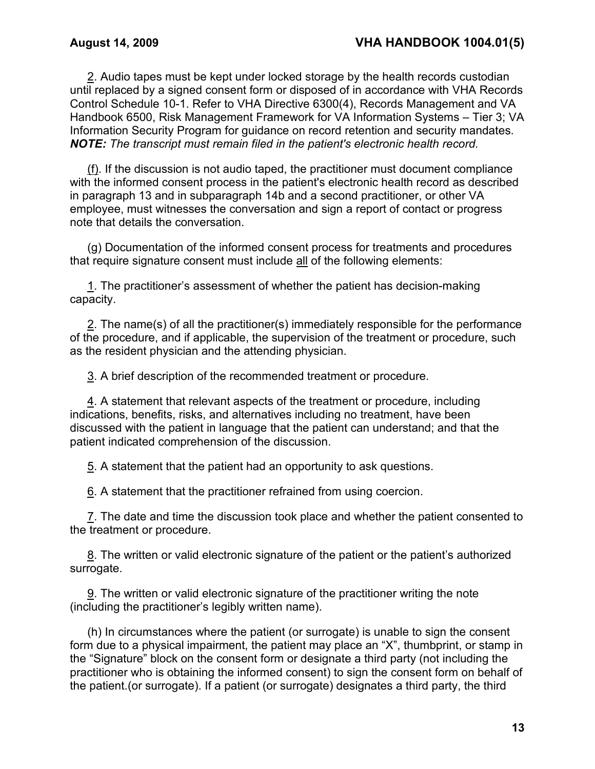2. Audio tapes must be kept under locked storage by the health records custodian until replaced by a signed consent form or disposed of in accordance with VHA Records Control Schedule 10-1. Refer to VHA Directive 6300(4), Records Management and VA Handbook 6500, Risk Management Framework for VA Information Systems – Tier 3; VA Information Security Program for guidance on record retention and security mandates. ***NOTE:*** *The transcript must remain filed in the patient's electronic health record.*

(f). If the discussion is not audio taped, the practitioner must document compliance with the informed consent process in the patient's electronic health record as described in paragraph 13 and in subparagraph 14b and a second practitioner, or other VA employee, must witnesses the conversation and sign a report of contact or progress note that details the conversation.

(g) Documentation of the informed consent process for treatments and procedures that require signature consent must include all of the following elements:

1. The practitioner's assessment of whether the patient has decision-making capacity.

2. The name(s) of all the practitioner(s) immediately responsible for the performance of the procedure, and if applicable, the supervision of the treatment or procedure, such as the resident physician and the attending physician.

3. A brief description of the recommended treatment or procedure.

4. A statement that relevant aspects of the treatment or procedure, including indications, benefits, risks, and alternatives including no treatment, have been discussed with the patient in language that the patient can understand; and that the patient indicated comprehension of the discussion.

5. A statement that the patient had an opportunity to ask questions.

6. A statement that the practitioner refrained from using coercion.

7. The date and time the discussion took place and whether the patient consented to the treatment or procedure.

8. The written or valid electronic signature of the patient or the patient's authorized surrogate.

9. The written or valid electronic signature of the practitioner writing the note (including the practitioner's legibly written name).

(h) In circumstances where the patient (or surrogate) is unable to sign the consent form due to a physical impairment, the patient may place an "X", thumbprint, or stamp in the "Signature" block on the consent form or designate a third party (not including the practitioner who is obtaining the informed consent) to sign the consent form on behalf of the patient.(or surrogate). If a patient (or surrogate) designates a third party, the third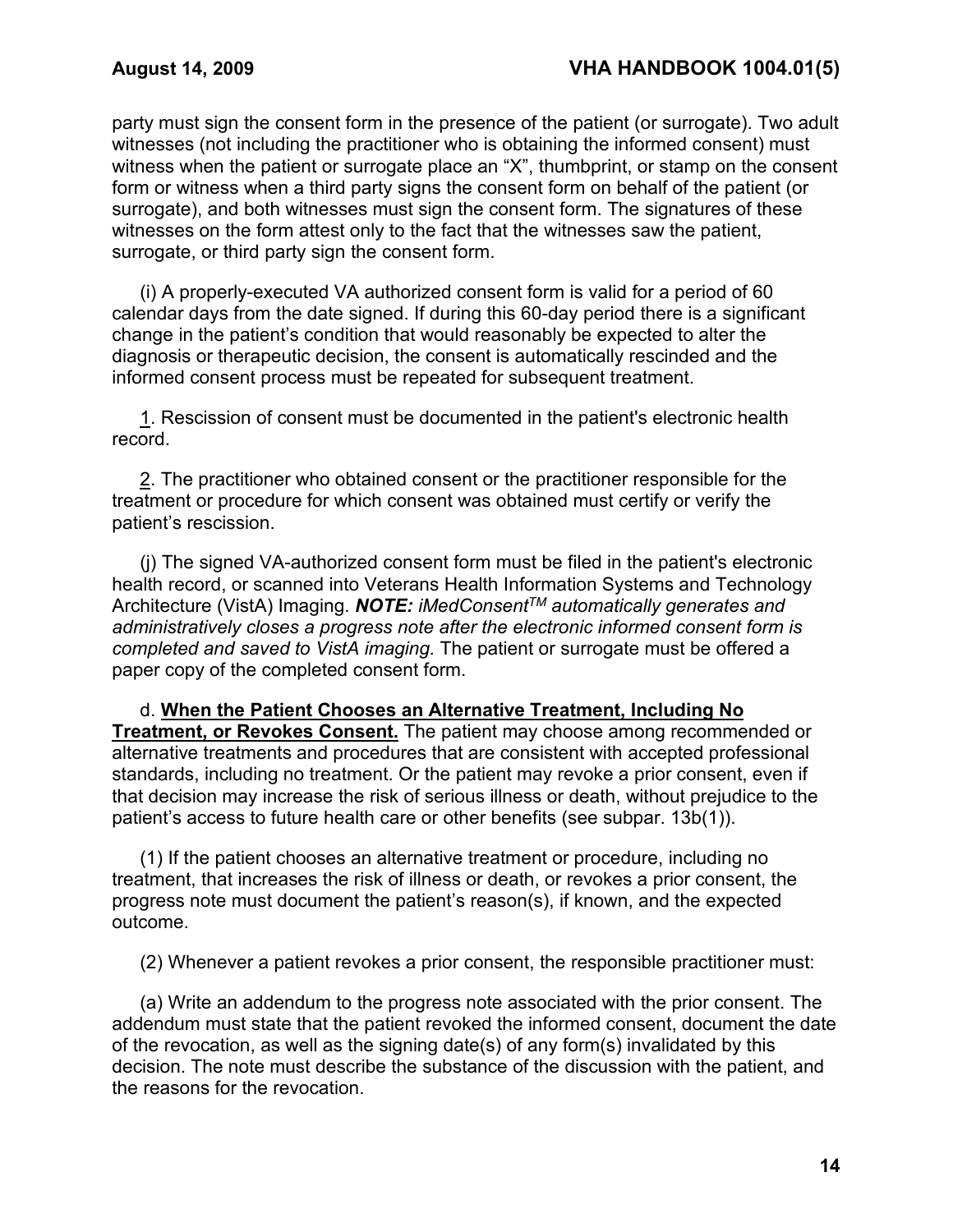party must sign the consent form in the presence of the patient (or surrogate). Two adult witnesses (not including the practitioner who is obtaining the informed consent) must witness when the patient or surrogate place an "X", thumbprint, or stamp on the consent form or witness when a third party signs the consent form on behalf of the patient (or surrogate), and both witnesses must sign the consent form. The signatures of these witnesses on the form attest only to the fact that the witnesses saw the patient, surrogate, or third party sign the consent form.

(i) A properly-executed VA authorized consent form is valid for a period of 60 calendar days from the date signed. If during this 60-day period there is a significant change in the patient's condition that would reasonably be expected to alter the diagnosis or therapeutic decision, the consent is automatically rescinded and the informed consent process must be repeated for subsequent treatment.

1. Rescission of consent must be documented in the patient's electronic health record.

2. The practitioner who obtained consent or the practitioner responsible for the treatment or procedure for which consent was obtained must certify or verify the patient's rescission.

(j) The signed VA-authorized consent form must be filed in the patient's electronic health record, or scanned into Veterans Health Information Systems and Technology Architecture (VistA) Imaging. ***NOTE:*** *iMedConsent™ automatically generates and administratively closes a progress note after the electronic informed consent form is completed and saved to VistA imaging.* The patient or surrogate must be offered a paper copy of the completed consent form.

d. **When the Patient Chooses an Alternative Treatment, Including No Treatment, or Revokes Consent.** The patient may choose among recommended or alternative treatments and procedures that are consistent with accepted professional standards, including no treatment. Or the patient may revoke a prior consent, even if that decision may increase the risk of serious illness or death, without prejudice to the patient's access to future health care or other benefits (see subpar. 13b(1)).

(1) If the patient chooses an alternative treatment or procedure, including no treatment, that increases the risk of illness or death, or revokes a prior consent, the progress note must document the patient's reason(s), if known, and the expected outcome.

(2) Whenever a patient revokes a prior consent, the responsible practitioner must:

(a) Write an addendum to the progress note associated with the prior consent. The addendum must state that the patient revoked the informed consent, document the date of the revocation, as well as the signing date(s) of any form(s) invalidated by this decision. The note must describe the substance of the discussion with the patient, and the reasons for the revocation.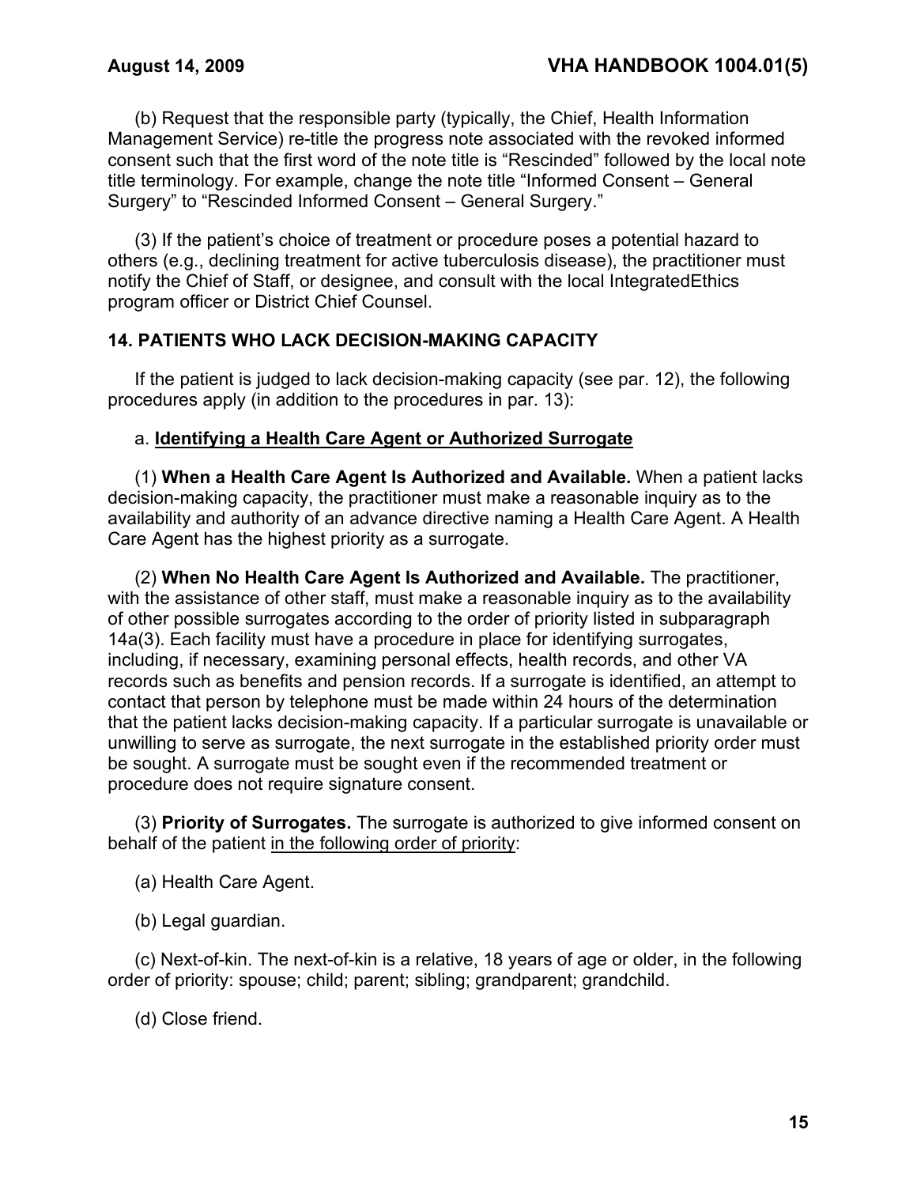(b) Request that the responsible party (typically, the Chief, Health Information Management Service) re-title the progress note associated with the revoked informed consent such that the first word of the note title is "Rescinded" followed by the local note title terminology. For example, change the note title "Informed Consent – General Surgery" to "Rescinded Informed Consent – General Surgery."

(3) If the patient's choice of treatment or procedure poses a potential hazard to others (e.g., declining treatment for active tuberculosis disease), the practitioner must notify the Chief of Staff, or designee, and consult with the local IntegratedEthics program officer or District Chief Counsel.

## 14. PATIENTS WHO LACK DECISION-MAKING CAPACITY

If the patient is judged to lack decision-making capacity (see par. 12), the following procedures apply (in addition to the procedures in par. 13):

a. **Identifying a Health Care Agent or Authorized Surrogate**

(1) **When a Health Care Agent Is Authorized and Available.** When a patient lacks decision-making capacity, the practitioner must make a reasonable inquiry as to the availability and authority of an advance directive naming a Health Care Agent. A Health Care Agent has the highest priority as a surrogate.

(2) **When No Health Care Agent Is Authorized and Available.** The practitioner, with the assistance of other staff, must make a reasonable inquiry as to the availability of other possible surrogates according to the order of priority listed in subparagraph 14a(3). Each facility must have a procedure in place for identifying surrogates, including, if necessary, examining personal effects, health records, and other VA records such as benefits and pension records. If a surrogate is identified, an attempt to contact that person by telephone must be made within 24 hours of the determination that the patient lacks decision-making capacity. If a particular surrogate is unavailable or unwilling to serve as surrogate, the next surrogate in the established priority order must be sought. A surrogate must be sought even if the recommended treatment or procedure does not require signature consent.

(3) **Priority of Surrogates.** The surrogate is authorized to give informed consent on behalf of the patient in the following order of priority:

(a) Health Care Agent.

(b) Legal guardian.

(c) Next-of-kin. The next-of-kin is a relative, 18 years of age or older, in the following order of priority: spouse; child; parent; sibling; grandparent; grandchild.

(d) Close friend.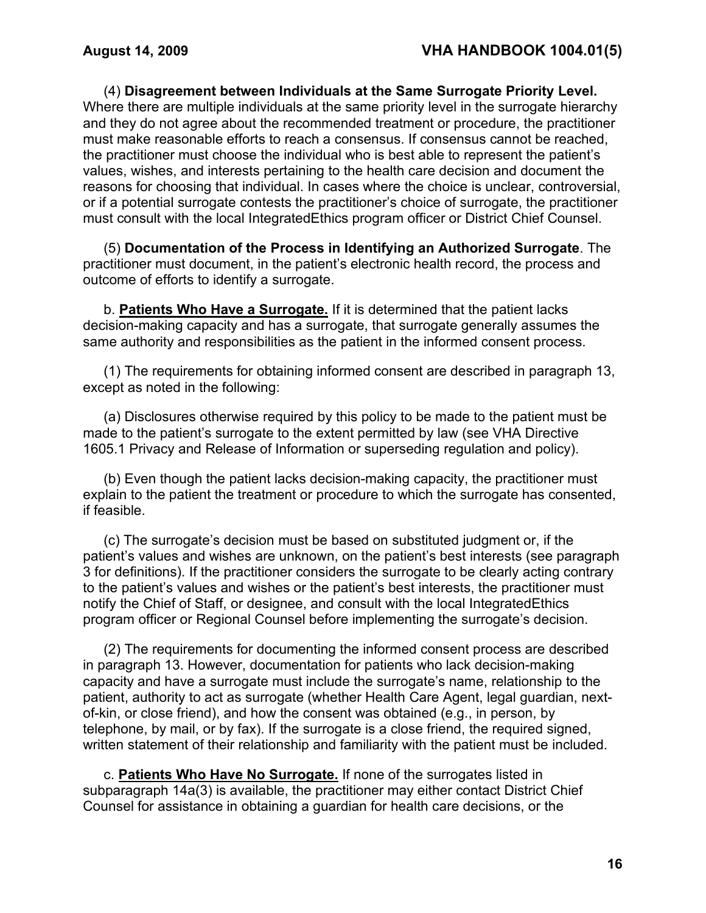(4) **Disagreement between Individuals at the Same Surrogate Priority Level.** Where there are multiple individuals at the same priority level in the surrogate hierarchy and they do not agree about the recommended treatment or procedure, the practitioner must make reasonable efforts to reach a consensus. If consensus cannot be reached, the practitioner must choose the individual who is best able to represent the patient's values, wishes, and interests pertaining to the health care decision and document the reasons for choosing that individual. In cases where the choice is unclear, controversial, or if a potential surrogate contests the practitioner's choice of surrogate, the practitioner must consult with the local IntegratedEthics program officer or District Chief Counsel.

(5) **Documentation of the Process in Identifying an Authorized Surrogate**. The practitioner must document, in the patient's electronic health record, the process and outcome of efforts to identify a surrogate.

b. **Patients Who Have a Surrogate.** If it is determined that the patient lacks decision-making capacity and has a surrogate, that surrogate generally assumes the same authority and responsibilities as the patient in the informed consent process.

(1) The requirements for obtaining informed consent are described in paragraph 13, except as noted in the following:

(a) Disclosures otherwise required by this policy to be made to the patient must be made to the patient's surrogate to the extent permitted by law (see VHA Directive 1605.1 Privacy and Release of Information or superseding regulation and policy).

(b) Even though the patient lacks decision-making capacity, the practitioner must explain to the patient the treatment or procedure to which the surrogate has consented, if feasible.

(c) The surrogate's decision must be based on substituted judgment or, if the patient's values and wishes are unknown, on the patient's best interests (see paragraph 3 for definitions). If the practitioner considers the surrogate to be clearly acting contrary to the patient's values and wishes or the patient's best interests, the practitioner must notify the Chief of Staff, or designee, and consult with the local IntegratedEthics program officer or Regional Counsel before implementing the surrogate's decision.

(2) The requirements for documenting the informed consent process are described in paragraph 13. However, documentation for patients who lack decision-making capacity and have a surrogate must include the surrogate's name, relationship to the patient, authority to act as surrogate (whether Health Care Agent, legal guardian, next-of-kin, or close friend), and how the consent was obtained (e.g., in person, by telephone, by mail, or by fax). If the surrogate is a close friend, the required signed, written statement of their relationship and familiarity with the patient must be included.

c. **Patients Who Have No Surrogate.** If none of the surrogates listed in subparagraph 14a(3) is available, the practitioner may either contact District Chief Counsel for assistance in obtaining a guardian for health care decisions, or the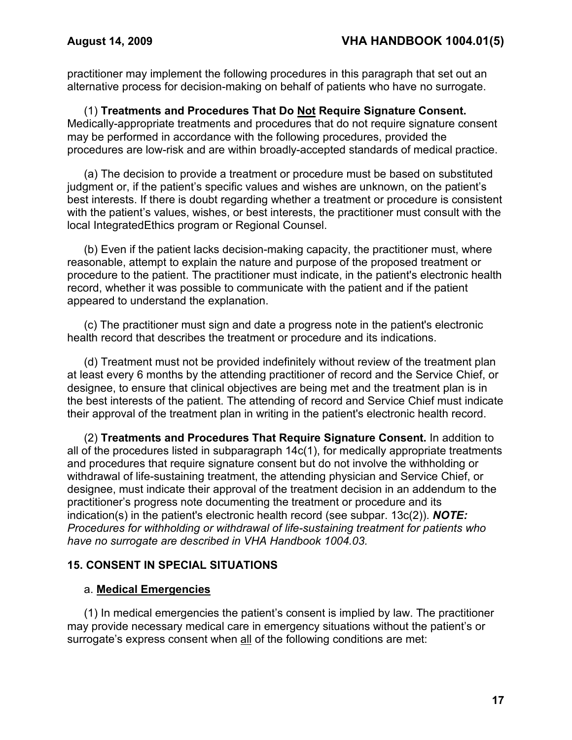practitioner may implement the following procedures in this paragraph that set out an alternative process for decision-making on behalf of patients who have no surrogate.

(1) **Treatments and Procedures That Do <u>Not</u> Require Signature Consent.** Medically-appropriate treatments and procedures that do not require signature consent may be performed in accordance with the following procedures, provided the procedures are low-risk and are within broadly-accepted standards of medical practice.

(a) The decision to provide a treatment or procedure must be based on substituted judgment or, if the patient's specific values and wishes are unknown, on the patient's best interests. If there is doubt regarding whether a treatment or procedure is consistent with the patient's values, wishes, or best interests, the practitioner must consult with the local IntegratedEthics program or Regional Counsel.

(b) Even if the patient lacks decision-making capacity, the practitioner must, where reasonable, attempt to explain the nature and purpose of the proposed treatment or procedure to the patient. The practitioner must indicate, in the patient's electronic health record, whether it was possible to communicate with the patient and if the patient appeared to understand the explanation.

(c) The practitioner must sign and date a progress note in the patient's electronic health record that describes the treatment or procedure and its indications.

(d) Treatment must not be provided indefinitely without review of the treatment plan at least every 6 months by the attending practitioner of record and the Service Chief, or designee, to ensure that clinical objectives are being met and the treatment plan is in the best interests of the patient. The attending of record and Service Chief must indicate their approval of the treatment plan in writing in the patient's electronic health record.

(2) **Treatments and Procedures That Require Signature Consent.** In addition to all of the procedures listed in subparagraph 14c(1), for medically appropriate treatments and procedures that require signature consent but do not involve the withholding or withdrawal of life-sustaining treatment, the attending physician and Service Chief, or designee, must indicate their approval of the treatment decision in an addendum to the practitioner's progress note documenting the treatment or procedure and its indication(s) in the patient's electronic health record (see subpar. 13c(2)). ***NOTE:*** *Procedures for withholding or withdrawal of life-sustaining treatment for patients who have no surrogate are described in VHA Handbook 1004.03.*

## 15. CONSENT IN SPECIAL SITUATIONS

a. <u>**Medical Emergencies**</u>

(1) In medical emergencies the patient's consent is implied by law. The practitioner may provide necessary medical care in emergency situations without the patient's or surrogate's express consent when <u>all</u> of the following conditions are met: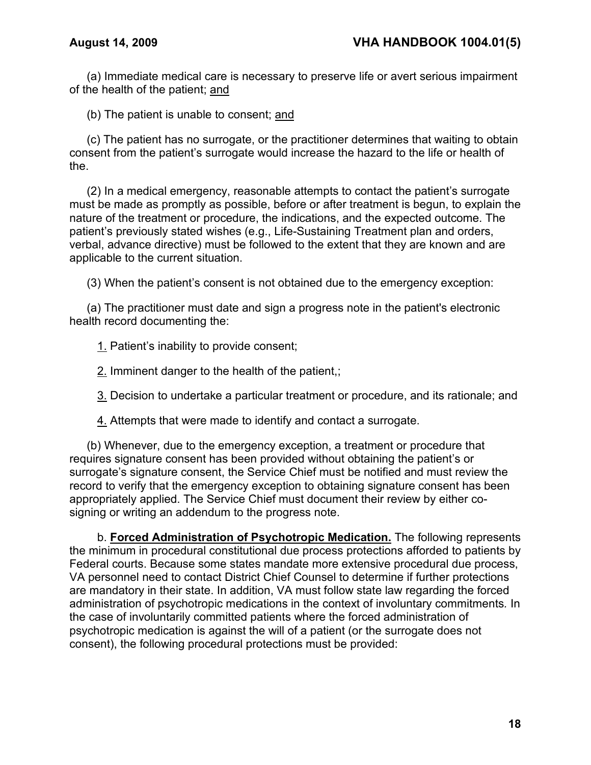(a) Immediate medical care is necessary to preserve life or avert serious impairment of the health of the patient; and

(b) The patient is unable to consent; and

(c) The patient has no surrogate, or the practitioner determines that waiting to obtain consent from the patient's surrogate would increase the hazard to the life or health of the.

(2) In a medical emergency, reasonable attempts to contact the patient's surrogate must be made as promptly as possible, before or after treatment is begun, to explain the nature of the treatment or procedure, the indications, and the expected outcome. The patient's previously stated wishes (e.g., Life-Sustaining Treatment plan and orders, verbal, advance directive) must be followed to the extent that they are known and are applicable to the current situation.

(3) When the patient's consent is not obtained due to the emergency exception:

(a) The practitioner must date and sign a progress note in the patient's electronic health record documenting the:

1. Patient's inability to provide consent;

2. Imminent danger to the health of the patient,;

3. Decision to undertake a particular treatment or procedure, and its rationale; and

4. Attempts that were made to identify and contact a surrogate.

(b) Whenever, due to the emergency exception, a treatment or procedure that requires signature consent has been provided without obtaining the patient's or surrogate's signature consent, the Service Chief must be notified and must review the record to verify that the emergency exception to obtaining signature consent has been appropriately applied. The Service Chief must document their review by either co-signing or writing an addendum to the progress note.

b. **Forced Administration of Psychotropic Medication.** The following represents the minimum in procedural constitutional due process protections afforded to patients by Federal courts. Because some states mandate more extensive procedural due process, VA personnel need to contact District Chief Counsel to determine if further protections are mandatory in their state. In addition, VA must follow state law regarding the forced administration of psychotropic medications in the context of involuntary commitments. In the case of involuntarily committed patients where the forced administration of psychotropic medication is against the will of a patient (or the surrogate does not consent), the following procedural protections must be provided: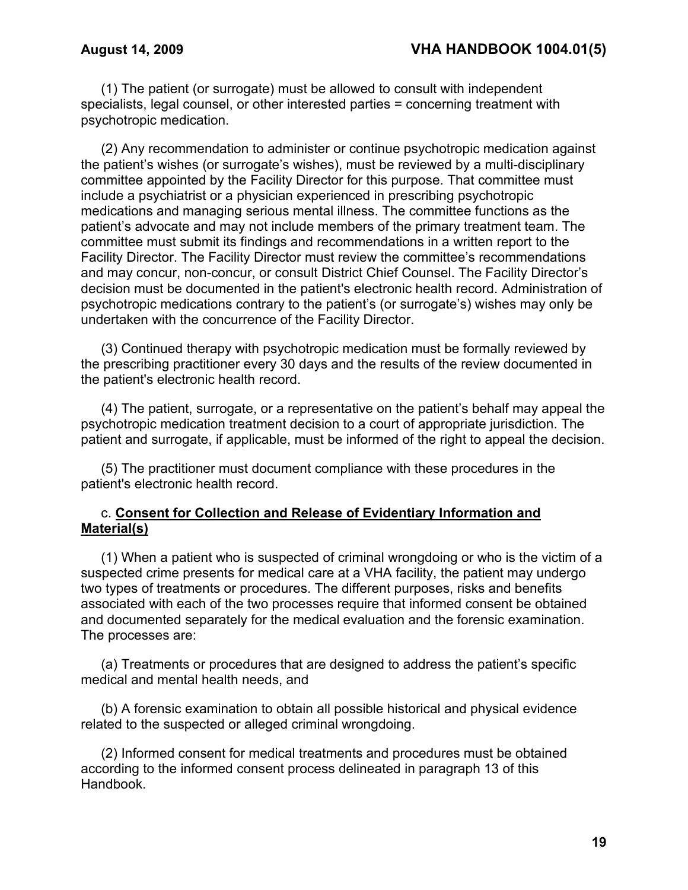(1) The patient (or surrogate) must be allowed to consult with independent specialists, legal counsel, or other interested parties = concerning treatment with psychotropic medication.

(2) Any recommendation to administer or continue psychotropic medication against the patient's wishes (or surrogate's wishes), must be reviewed by a multi-disciplinary committee appointed by the Facility Director for this purpose. That committee must include a psychiatrist or a physician experienced in prescribing psychotropic medications and managing serious mental illness. The committee functions as the patient's advocate and may not include members of the primary treatment team. The committee must submit its findings and recommendations in a written report to the Facility Director. The Facility Director must review the committee's recommendations and may concur, non-concur, or consult District Chief Counsel. The Facility Director's decision must be documented in the patient's electronic health record. Administration of psychotropic medications contrary to the patient's (or surrogate's) wishes may only be undertaken with the concurrence of the Facility Director.

(3) Continued therapy with psychotropic medication must be formally reviewed by the prescribing practitioner every 30 days and the results of the review documented in the patient's electronic health record.

(4) The patient, surrogate, or a representative on the patient's behalf may appeal the psychotropic medication treatment decision to a court of appropriate jurisdiction. The patient and surrogate, if applicable, must be informed of the right to appeal the decision.

(5) The practitioner must document compliance with these procedures in the patient's electronic health record.

c. **Consent for Collection and Release of Evidentiary Information and Material(s)**

(1) When a patient who is suspected of criminal wrongdoing or who is the victim of a suspected crime presents for medical care at a VHA facility, the patient may undergo two types of treatments or procedures. The different purposes, risks and benefits associated with each of the two processes require that informed consent be obtained and documented separately for the medical evaluation and the forensic examination. The processes are:

(a) Treatments or procedures that are designed to address the patient's specific medical and mental health needs, and

(b) A forensic examination to obtain all possible historical and physical evidence related to the suspected or alleged criminal wrongdoing.

(2) Informed consent for medical treatments and procedures must be obtained according to the informed consent process delineated in paragraph 13 of this Handbook.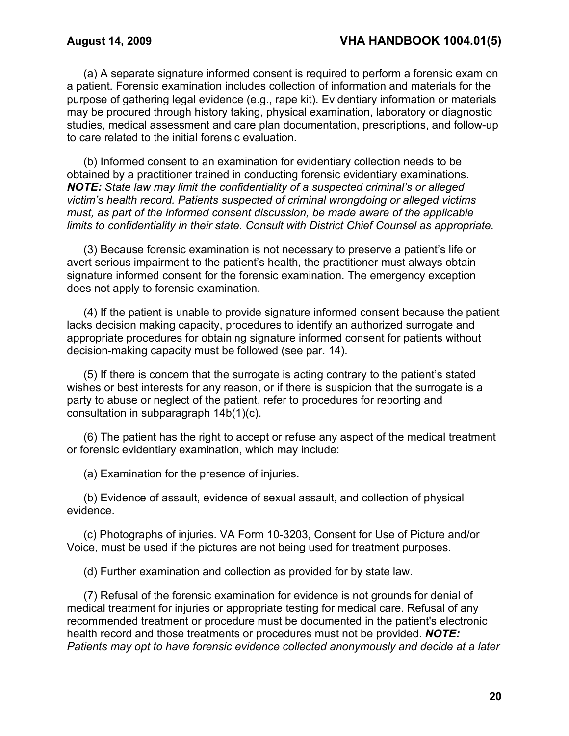(a) A separate signature informed consent is required to perform a forensic exam on a patient. Forensic examination includes collection of information and materials for the purpose of gathering legal evidence (e.g., rape kit). Evidentiary information or materials may be procured through history taking, physical examination, laboratory or diagnostic studies, medical assessment and care plan documentation, prescriptions, and follow-up to care related to the initial forensic evaluation.

(b) Informed consent to an examination for evidentiary collection needs to be obtained by a practitioner trained in conducting forensic evidentiary examinations. ***NOTE:*** *State law may limit the confidentiality of a suspected criminal's or alleged victim's health record. Patients suspected of criminal wrongdoing or alleged victims must, as part of the informed consent discussion, be made aware of the applicable limits to confidentiality in their state. Consult with District Chief Counsel as appropriate.*

(3) Because forensic examination is not necessary to preserve a patient's life or avert serious impairment to the patient's health, the practitioner must always obtain signature informed consent for the forensic examination. The emergency exception does not apply to forensic examination.

(4) If the patient is unable to provide signature informed consent because the patient lacks decision making capacity, procedures to identify an authorized surrogate and appropriate procedures for obtaining signature informed consent for patients without decision-making capacity must be followed (see par. 14).

(5) If there is concern that the surrogate is acting contrary to the patient's stated wishes or best interests for any reason, or if there is suspicion that the surrogate is a party to abuse or neglect of the patient, refer to procedures for reporting and consultation in subparagraph 14b(1)(c).

(6) The patient has the right to accept or refuse any aspect of the medical treatment or forensic evidentiary examination, which may include:

(a) Examination for the presence of injuries.

(b) Evidence of assault, evidence of sexual assault, and collection of physical evidence.

(c) Photographs of injuries. VA Form 10-3203, Consent for Use of Picture and/or Voice, must be used if the pictures are not being used for treatment purposes.

(d) Further examination and collection as provided for by state law.

(7) Refusal of the forensic examination for evidence is not grounds for denial of medical treatment for injuries or appropriate testing for medical care. Refusal of any recommended treatment or procedure must be documented in the patient's electronic health record and those treatments or procedures must not be provided. ***NOTE:*** *Patients may opt to have forensic evidence collected anonymously and decide at a later*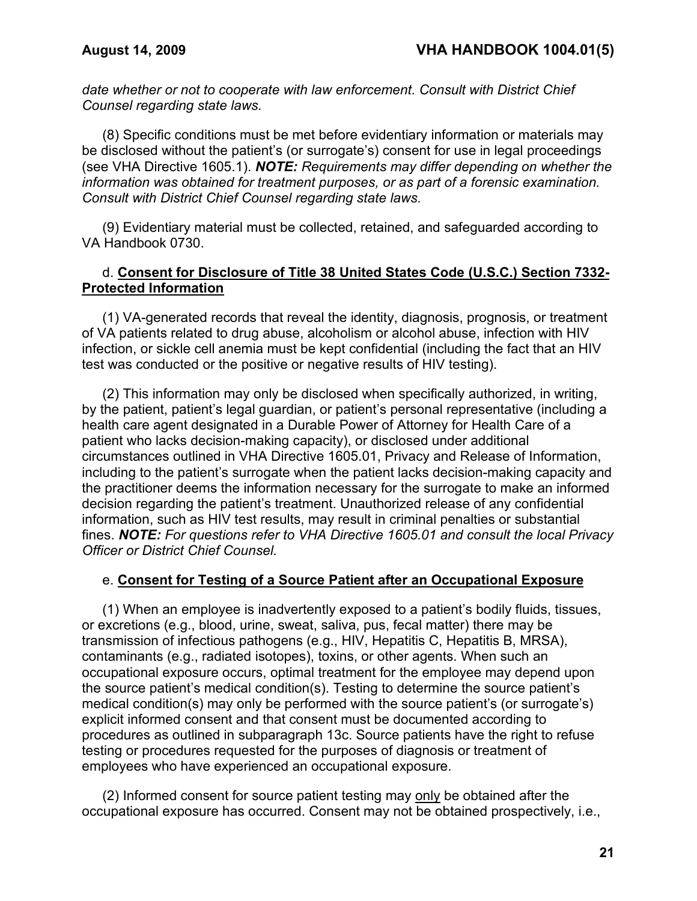*date whether or not to cooperate with law enforcement. Consult with District Chief Counsel regarding state laws.*

(8) Specific conditions must be met before evidentiary information or materials may be disclosed without the patient's (or surrogate's) consent for use in legal proceedings (see VHA Directive 1605.1). ***NOTE:*** *Requirements may differ depending on whether the information was obtained for treatment purposes, or as part of a forensic examination. Consult with District Chief Counsel regarding state laws.*

(9) Evidentiary material must be collected, retained, and safeguarded according to VA Handbook 0730.

d. **Consent for Disclosure of Title 38 United States Code (U.S.C.) Section 7332-Protected Information**

(1) VA-generated records that reveal the identity, diagnosis, prognosis, or treatment of VA patients related to drug abuse, alcoholism or alcohol abuse, infection with HIV infection, or sickle cell anemia must be kept confidential (including the fact that an HIV test was conducted or the positive or negative results of HIV testing).

(2) This information may only be disclosed when specifically authorized, in writing, by the patient, patient's legal guardian, or patient's personal representative (including a health care agent designated in a Durable Power of Attorney for Health Care of a patient who lacks decision-making capacity), or disclosed under additional circumstances outlined in VHA Directive 1605.01, Privacy and Release of Information, including to the patient's surrogate when the patient lacks decision-making capacity and the practitioner deems the information necessary for the surrogate to make an informed decision regarding the patient's treatment. Unauthorized release of any confidential information, such as HIV test results, may result in criminal penalties or substantial fines. ***NOTE:*** *For questions refer to VHA Directive 1605.01 and consult the local Privacy Officer or District Chief Counsel.*

e. **Consent for Testing of a Source Patient after an Occupational Exposure**

(1) When an employee is inadvertently exposed to a patient's bodily fluids, tissues, or excretions (e.g., blood, urine, sweat, saliva, pus, fecal matter) there may be transmission of infectious pathogens (e.g., HIV, Hepatitis C, Hepatitis B, MRSA), contaminants (e.g., radiated isotopes), toxins, or other agents. When such an occupational exposure occurs, optimal treatment for the employee may depend upon the source patient's medical condition(s). Testing to determine the source patient's medical condition(s) may only be performed with the source patient's (or surrogate's) explicit informed consent and that consent must be documented according to procedures as outlined in subparagraph 13c. Source patients have the right to refuse testing or procedures requested for the purposes of diagnosis or treatment of employees who have experienced an occupational exposure.

(2) Informed consent for source patient testing may only be obtained after the occupational exposure has occurred. Consent may not be obtained prospectively, i.e.,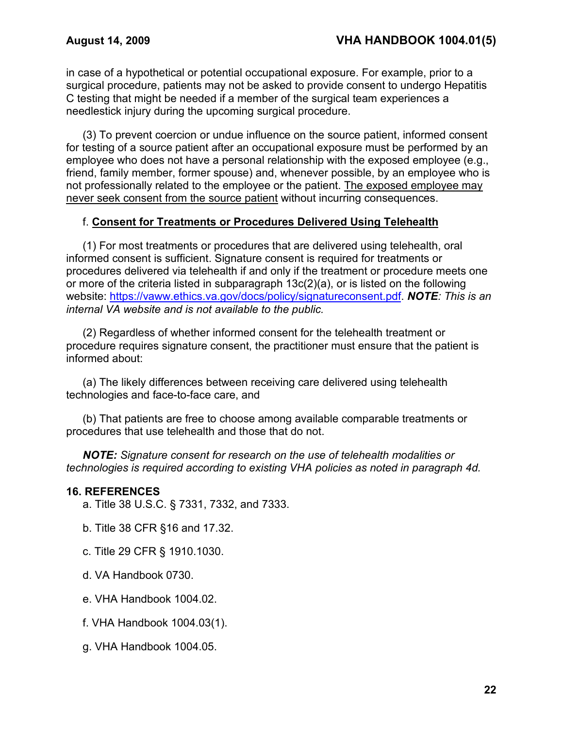in case of a hypothetical or potential occupational exposure. For example, prior to a surgical procedure, patients may not be asked to provide consent to undergo Hepatitis C testing that might be needed if a member of the surgical team experiences a needlestick injury during the upcoming surgical procedure.

(3) To prevent coercion or undue influence on the source patient, informed consent for testing of a source patient after an occupational exposure must be performed by an employee who does not have a personal relationship with the exposed employee (e.g., friend, family member, former spouse) and, whenever possible, by an employee who is not professionally related to the employee or the patient. <u>The exposed employee may never seek consent from the source patient</u> without incurring consequences.

f. **<u>Consent for Treatments or Procedures Delivered Using Telehealth</u>**

(1) For most treatments or procedures that are delivered using telehealth, oral informed consent is sufficient. Signature consent is required for treatments or procedures delivered via telehealth if and only if the treatment or procedure meets one or more of the criteria listed in subparagraph 13c(2)(a), or is listed on the following website: https://vaww.ethics.va.gov/docs/policy/signatureconsent.pdf. ***NOTE****: This is an internal VA website and is not available to the public.*

(2) Regardless of whether informed consent for the telehealth treatment or procedure requires signature consent, the practitioner must ensure that the patient is informed about:

(a) The likely differences between receiving care delivered using telehealth technologies and face-to-face care, and

(b) That patients are free to choose among available comparable treatments or procedures that use telehealth and those that do not.

***NOTE:*** *Signature consent for research on the use of telehealth modalities or technologies is required according to existing VHA policies as noted in paragraph 4d.*

## 16. REFERENCES

a. Title 38 U.S.C. § 7331, 7332, and 7333.

b. Title 38 CFR §16 and 17.32.

c. Title 29 CFR § 1910.1030.

d. VA Handbook 0730.

e. VHA Handbook 1004.02.

f. VHA Handbook 1004.03(1).

g. VHA Handbook 1004.05.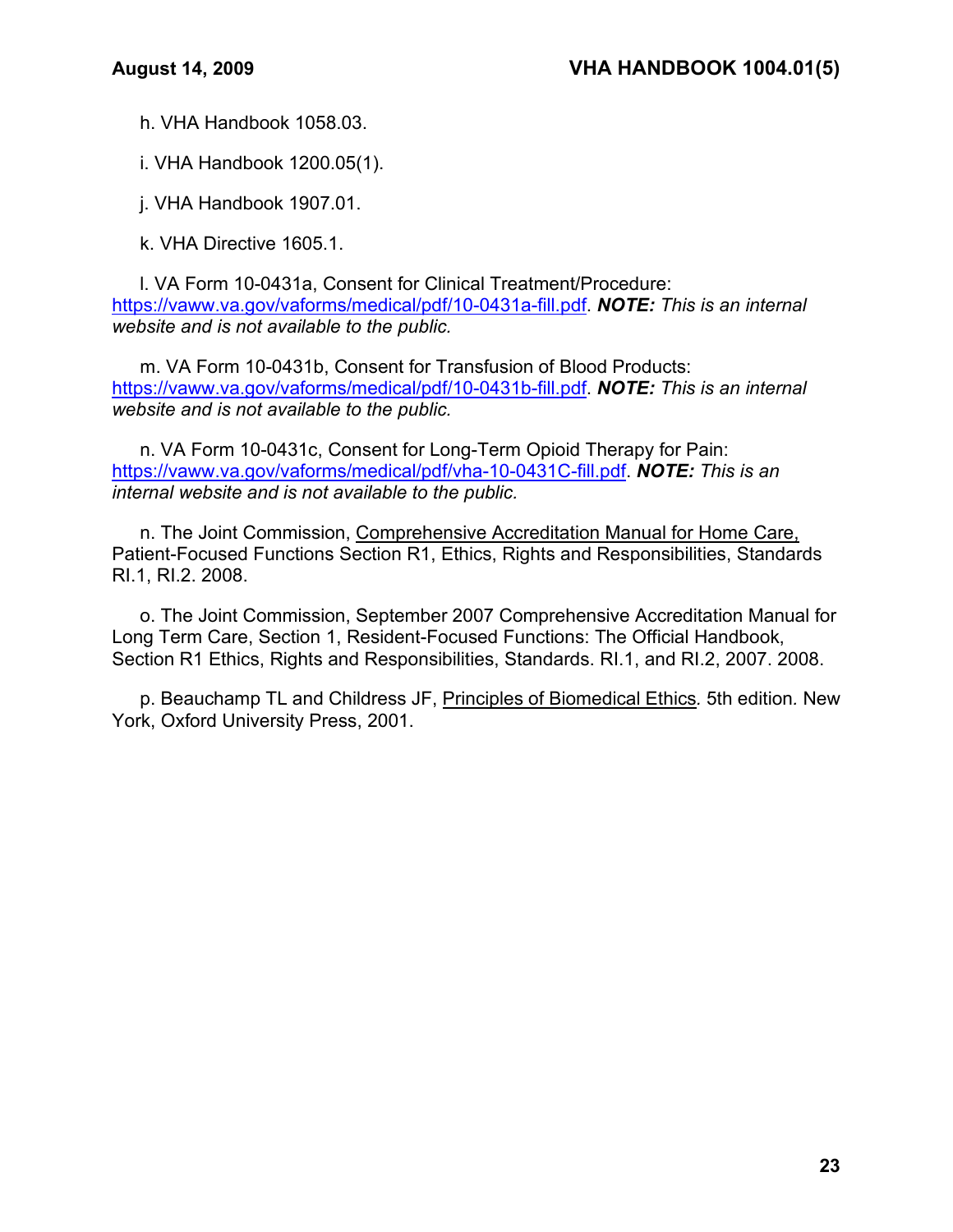h. VHA Handbook 1058.03.

i. VHA Handbook 1200.05(1).

j. VHA Handbook 1907.01.

k. VHA Directive 1605.1.

l. VA Form 10-0431a, Consent for Clinical Treatment/Procedure: https://vaww.va.gov/vaforms/medical/pdf/10-0431a-fill.pdf. ***NOTE:*** *This is an internal website and is not available to the public.*

m. VA Form 10-0431b, Consent for Transfusion of Blood Products: https://vaww.va.gov/vaforms/medical/pdf/10-0431b-fill.pdf. ***NOTE:*** *This is an internal website and is not available to the public.*

n. VA Form 10-0431c, Consent for Long-Term Opioid Therapy for Pain: https://vaww.va.gov/vaforms/medical/pdf/vha-10-0431C-fill.pdf. ***NOTE:*** *This is an internal website and is not available to the public.*

n. The Joint Commission, Comprehensive Accreditation Manual for Home Care, Patient-Focused Functions Section R1, Ethics, Rights and Responsibilities, Standards RI.1, RI.2. 2008.

o. The Joint Commission, September 2007 Comprehensive Accreditation Manual for Long Term Care, Section 1, Resident-Focused Functions: The Official Handbook, Section R1 Ethics, Rights and Responsibilities, Standards. RI.1, and RI.2, 2007. 2008.

p. Beauchamp TL and Childress JF, Principles of Biomedical Ethics*.* 5th edition. New York, Oxford University Press, 2001.